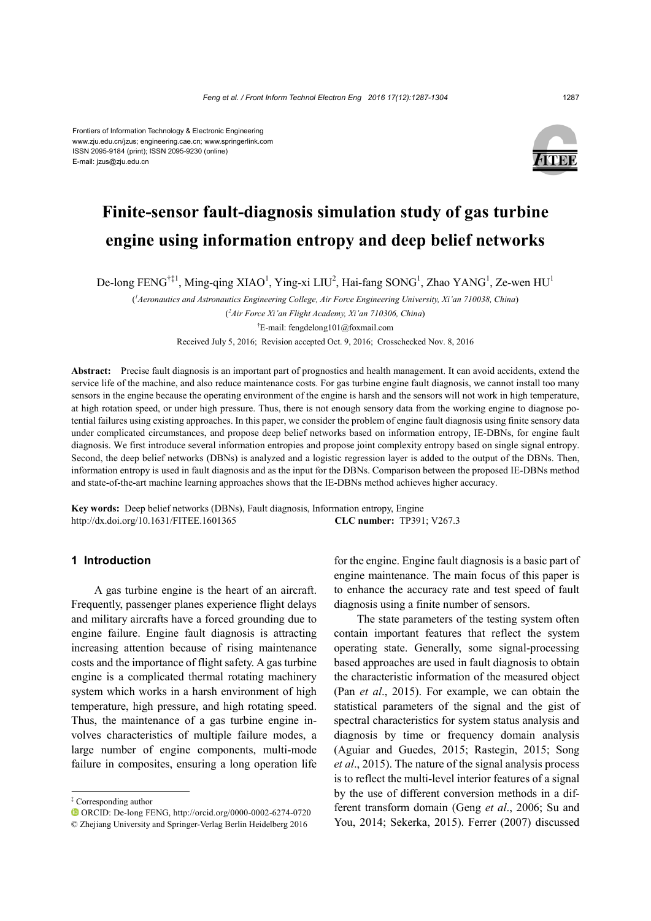Frontiers of Information Technology & Electronic Engineering
www.zju.edu.cn/jzus; engineering.cae.cn; www.springerlink.com
ISSN 2095-9184 (print); ISSN 2095-9230 (online)
E-mail: jzus@zju.edu.cn

# Finite-sensor fault-diagnosis simulation study of gas turbine engine using information entropy and deep belief networks

De-long FENG[†‡1], Ming-qing XIAO[1], Ying-xi LIU[2], Hai-fang SONG[1], Zhao YANG[1], Ze-wen HU[1]

([1]*Aeronautics and Astronautics Engineering College, Air Force Engineering University, Xi'an 710038, China*)

([2]*Air Force Xi'an Flight Academy, Xi'an 710306, China*)

[†]E-mail: fengdelong101@foxmail.com

Received July 5, 2016; Revision accepted Oct. 9, 2016; Crosschecked Nov. 8, 2016

**Abstract:** Precise fault diagnosis is an important part of prognostics and health management. It can avoid accidents, extend the service life of the machine, and also reduce maintenance costs. For gas turbine engine fault diagnosis, we cannot install too many sensors in the engine because the operating environment of the engine is harsh and the sensors will not work in high temperature, at high rotation speed, or under high pressure. Thus, there is not enough sensory data from the working engine to diagnose potential failures using existing approaches. In this paper, we consider the problem of engine fault diagnosis using finite sensory data under complicated circumstances, and propose deep belief networks based on information entropy, IE-DBNs, for engine fault diagnosis. We first introduce several information entropies and propose joint complexity entropy based on single signal entropy. Second, the deep belief networks (DBNs) is analyzed and a logistic regression layer is added to the output of the DBNs. Then, information entropy is used in fault diagnosis and as the input for the DBNs. Comparison between the proposed IE-DBNs method and state-of-the-art machine learning approaches shows that the IE-DBNs method achieves higher accuracy.

**Key words:** Deep belief networks (DBNs), Fault diagnosis, Information entropy, Engine
http://dx.doi.org/10.1631/FITEE.1601365 **CLC number:** TP391; V267.3

## 1 Introduction

A gas turbine engine is the heart of an aircraft. Frequently, passenger planes experience flight delays and military aircrafts have a forced grounding due to engine failure. Engine fault diagnosis is attracting increasing attention because of rising maintenance costs and the importance of flight safety. A gas turbine engine is a complicated thermal rotating machinery system which works in a harsh environment of high temperature, high pressure, and high rotating speed. Thus, the maintenance of a gas turbine engine involves characteristics of multiple failure modes, a large number of engine components, multi-mode failure in composites, ensuring a long operation life for the engine. Engine fault diagnosis is a basic part of engine maintenance. The main focus of this paper is to enhance the accuracy rate and test speed of fault diagnosis using a finite number of sensors.

The state parameters of the testing system often contain important features that reflect the system operating state. Generally, some signal-processing based approaches are used in fault diagnosis to obtain the characteristic information of the measured object (Pan *et al*., 2015). For example, we can obtain the statistical parameters of the signal and the gist of spectral characteristics for system status analysis and diagnosis by time or frequency domain analysis (Aguiar and Guedes, 2015; Rastegin, 2015; Song *et al*., 2015). The nature of the signal analysis process is to reflect the multi-level interior features of a signal by the use of different conversion methods in a different transform domain (Geng *et al*., 2006; Su and You, 2014; Sekerka, 2015). Ferrer (2007) discussed

---

‡ Corresponding author

ORCID: De-long FENG, http://orcid.org/0000-0002-6274-0720

© Zhejiang University and Springer-Verlag Berlin Heidelberg 2016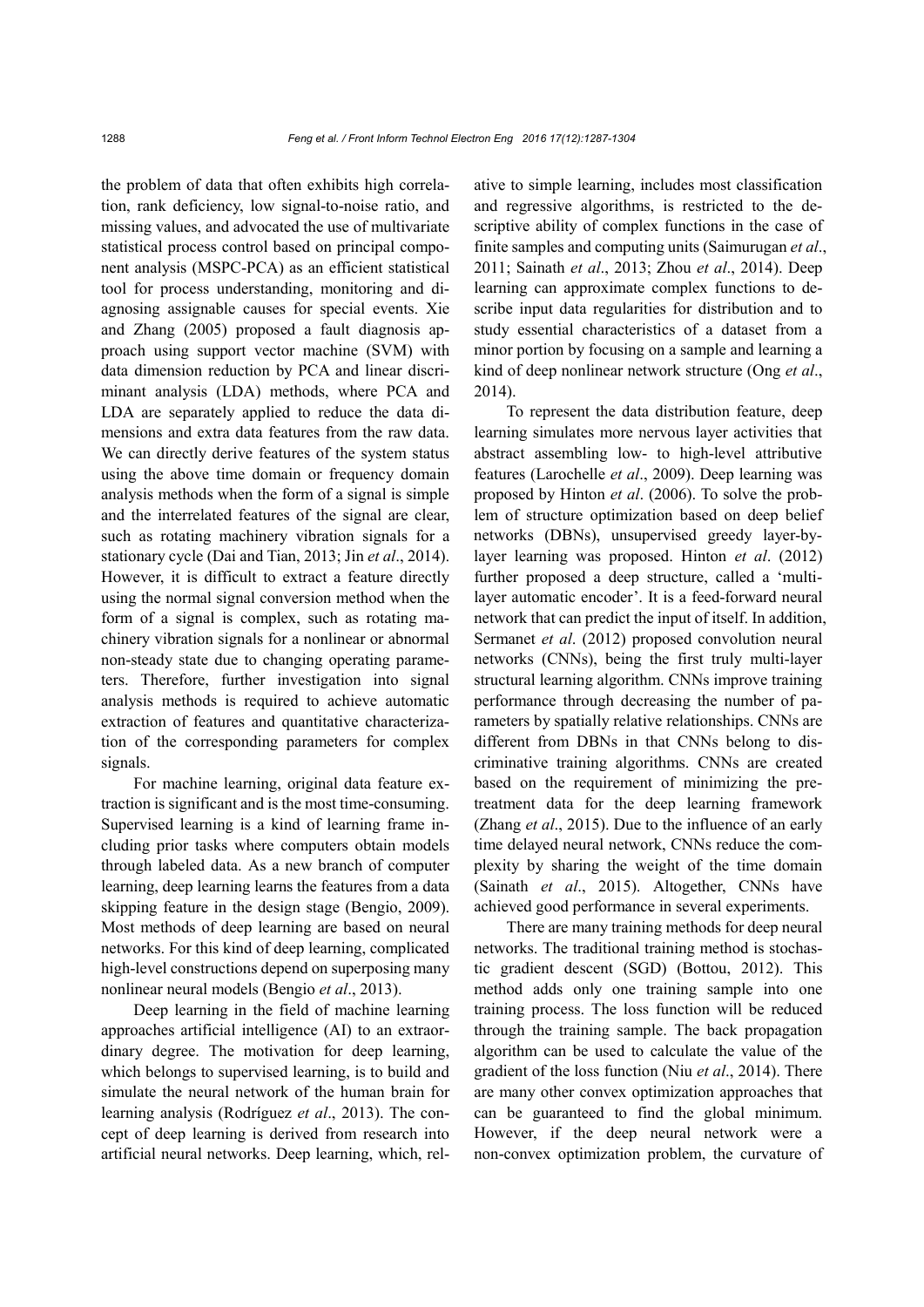the problem of data that often exhibits high correlation, rank deficiency, low signal-to-noise ratio, and missing values, and advocated the use of multivariate statistical process control based on principal component analysis (MSPC-PCA) as an efficient statistical tool for process understanding, monitoring and diagnosing assignable causes for special events. Xie and Zhang (2005) proposed a fault diagnosis approach using support vector machine (SVM) with data dimension reduction by PCA and linear discriminant analysis (LDA) methods, where PCA and LDA are separately applied to reduce the data dimensions and extra data features from the raw data. We can directly derive features of the system status using the above time domain or frequency domain analysis methods when the form of a signal is simple and the interrelated features of the signal are clear, such as rotating machinery vibration signals for a stationary cycle (Dai and Tian, 2013; Jin *et al*., 2014). However, it is difficult to extract a feature directly using the normal signal conversion method when the form of a signal is complex, such as rotating machinery vibration signals for a nonlinear or abnormal non-steady state due to changing operating parameters. Therefore, further investigation into signal analysis methods is required to achieve automatic extraction of features and quantitative characterization of the corresponding parameters for complex signals.

For machine learning, original data feature extraction is significant and is the most time-consuming. Supervised learning is a kind of learning frame including prior tasks where computers obtain models through labeled data. As a new branch of computer learning, deep learning learns the features from a data skipping feature in the design stage (Bengio, 2009). Most methods of deep learning are based on neural networks. For this kind of deep learning, complicated high-level constructions depend on superposing many nonlinear neural models (Bengio *et al*., 2013).

Deep learning in the field of machine learning approaches artificial intelligence (AI) to an extraordinary degree. The motivation for deep learning, which belongs to supervised learning, is to build and simulate the neural network of the human brain for learning analysis (Rodríguez *et al*., 2013). The concept of deep learning is derived from research into artificial neural networks. Deep learning, which, relative to simple learning, includes most classification and regressive algorithms, is restricted to the descriptive ability of complex functions in the case of finite samples and computing units (Saimurugan *et al*., 2011; Sainath *et al*., 2013; Zhou *et al*., 2014). Deep learning can approximate complex functions to describe input data regularities for distribution and to study essential characteristics of a dataset from a minor portion by focusing on a sample and learning a kind of deep nonlinear network structure (Ong *et al*., 2014).

To represent the data distribution feature, deep learning simulates more nervous layer activities that abstract assembling low- to high-level attributive features (Larochelle *et al*., 2009). Deep learning was proposed by Hinton *et al*. (2006). To solve the problem of structure optimization based on deep belief networks (DBNs), unsupervised greedy layer-by-layer learning was proposed. Hinton *et al*. (2012) further proposed a deep structure, called a 'multilayer automatic encoder'. It is a feed-forward neural network that can predict the input of itself. In addition, Sermanet *et al*. (2012) proposed convolution neural networks (CNNs), being the first truly multi-layer structural learning algorithm. CNNs improve training performance through decreasing the number of parameters by spatially relative relationships. CNNs are different from DBNs in that CNNs belong to discriminative training algorithms. CNNs are created based on the requirement of minimizing the pretreatment data for the deep learning framework (Zhang *et al*., 2015). Due to the influence of an early time delayed neural network, CNNs reduce the complexity by sharing the weight of the time domain (Sainath *et al*., 2015). Altogether, CNNs have achieved good performance in several experiments.

There are many training methods for deep neural networks. The traditional training method is stochastic gradient descent (SGD) (Bottou, 2012). This method adds only one training sample into one training process. The loss function will be reduced through the training sample. The back propagation algorithm can be used to calculate the value of the gradient of the loss function (Niu *et al*., 2014). There are many other convex optimization approaches that can be guaranteed to find the global minimum. However, if the deep neural network were a non-convex optimization problem, the curvature of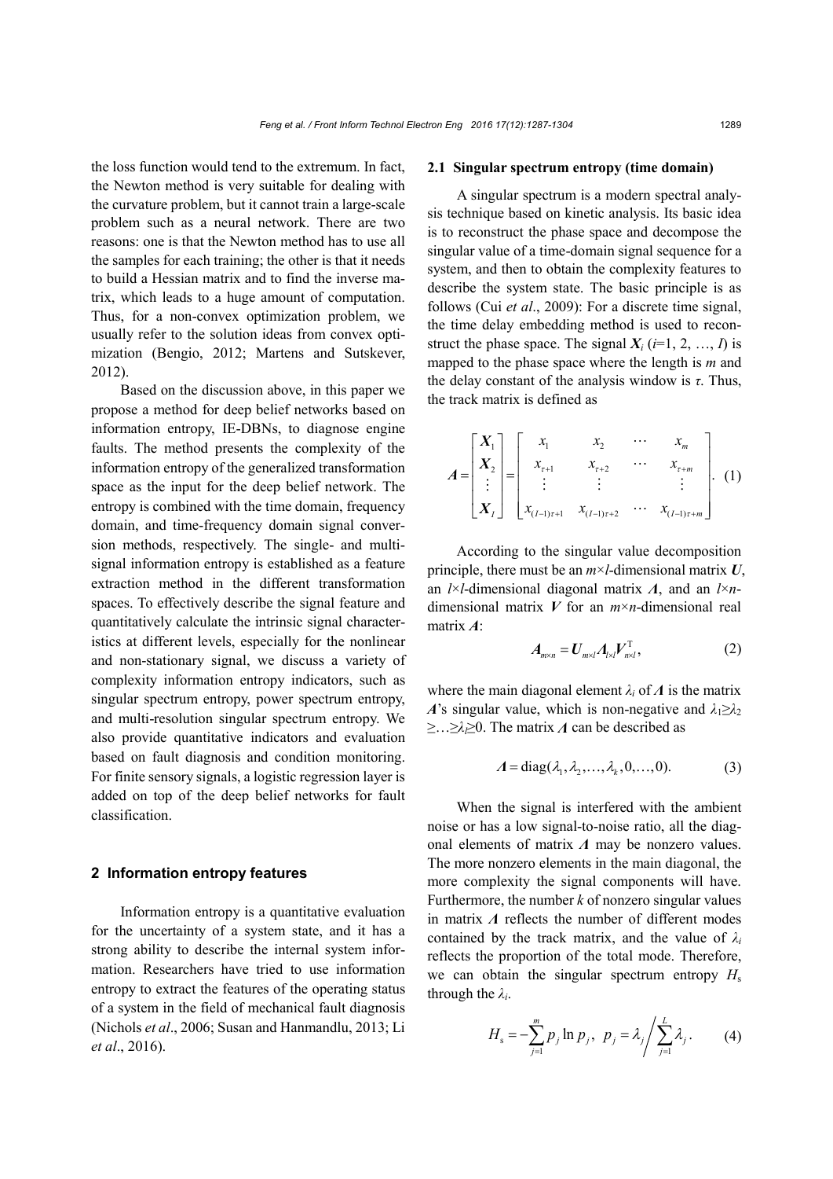the loss function would tend to the extremum. In fact, the Newton method is very suitable for dealing with the curvature problem, but it cannot train a large-scale problem such as a neural network. There are two reasons: one is that the Newton method has to use all the samples for each training; the other is that it needs to build a Hessian matrix and to find the inverse matrix, which leads to a huge amount of computation. Thus, for a non-convex optimization problem, we usually refer to the solution ideas from convex optimization (Bengio, 2012; Martens and Sutskever, 2012).

Based on the discussion above, in this paper we propose a method for deep belief networks based on information entropy, IE-DBNs, to diagnose engine faults. The method presents the complexity of the information entropy of the generalized transformation space as the input for the deep belief network. The entropy is combined with the time domain, frequency domain, and time-frequency domain signal conversion methods, respectively. The single- and multi-signal information entropy is established as a feature extraction method in the different transformation spaces. To effectively describe the signal feature and quantitatively calculate the intrinsic signal characteristics at different levels, especially for the nonlinear and non-stationary signal, we discuss a variety of complexity information entropy indicators, such as singular spectrum entropy, power spectrum entropy, and multi-resolution singular spectrum entropy. We also provide quantitative indicators and evaluation based on fault diagnosis and condition monitoring. For finite sensory signals, a logistic regression layer is added on top of the deep belief networks for fault classification.

## 2 Information entropy features

Information entropy is a quantitative evaluation for the uncertainty of a system state, and it has a strong ability to describe the internal system information. Researchers have tried to use information entropy to extract the features of the operating status of a system in the field of mechanical fault diagnosis (Nichols *et al*., 2006; Susan and Hanmandlu, 2013; Li *et al*., 2016).

### 2.1 Singular spectrum entropy (time domain)

A singular spectrum is a modern spectral analysis technique based on kinetic analysis. Its basic idea is to reconstruct the phase space and decompose the singular value of a time-domain signal sequence for a system, and then to obtain the complexity features to describe the system state. The basic principle is as follows (Cui *et al*., 2009): For a discrete time signal, the time delay embedding method is used to reconstruct the phase space. The signal $\boldsymbol{X}_i$ ($i$=1, 2, …, $l$) is mapped to the phase space where the length is $m$ and the delay constant of the analysis window is $\tau$. Thus, the track matrix is defined as

$$\boldsymbol{A}=\begin{bmatrix}\boldsymbol{X}_1\\ \boldsymbol{X}_2\\ \vdots\\ \boldsymbol{X}_l\end{bmatrix}=\begin{bmatrix}x_1 & x_2 & \cdots & x_m\\ x_{\tau+1} & x_{\tau+2} & \cdots & x_{\tau+m}\\ \vdots & \vdots & & \vdots\\ x_{(l-1)\tau+1} & x_{(l-1)\tau+2} & \cdots & x_{(l-1)\tau+m}\end{bmatrix}. \quad (1)$$

According to the singular value decomposition principle, there must be an $m\times l$-dimensional matrix $\boldsymbol{U}$, an $l\times l$-dimensional diagonal matrix $\boldsymbol{\Lambda}$, and an $l\times n$-dimensional matrix $\boldsymbol{V}$ for an $m\times n$-dimensional real matrix $\boldsymbol{A}$:

$$\boldsymbol{A}_{m\times n}=\boldsymbol{U}_{m\times l}\boldsymbol{\Lambda}_{l\times l}\boldsymbol{V}_{n\times l}^{\mathrm{T}}, \quad (2)$$

where the main diagonal element $\lambda_i$ of $\boldsymbol{\Lambda}$ is the matrix $\boldsymbol{A}$'s singular value, which is non-negative and $\lambda_1\geq\lambda_2\geq\ldots\geq\lambda_l\geq0$. The matrix $\boldsymbol{\Lambda}$ can be described as

$$\boldsymbol{\Lambda}=\mathrm{diag}(\lambda_1,\lambda_2,\ldots,\lambda_k,0,\ldots,0). \quad (3)$$

When the signal is interfered with the ambient noise or has a low signal-to-noise ratio, all the diagonal elements of matrix $\boldsymbol{\Lambda}$ may be nonzero values. The more nonzero elements in the main diagonal, the more complexity the signal components will have. Furthermore, the number $k$ of nonzero singular values in matrix $\boldsymbol{\Lambda}$ reflects the number of different modes contained by the track matrix, and the value of $\lambda_i$ reflects the proportion of the total mode. Therefore, we can obtain the singular spectrum entropy $H_{\mathrm{s}}$ through the $\lambda_i$.

$$H_{\mathrm{s}}=-\sum_{j=1}^{m}p_j\ln p_j,\ \ p_j=\lambda_j\Big/\sum_{j=1}^{L}\lambda_j. \quad (4)$$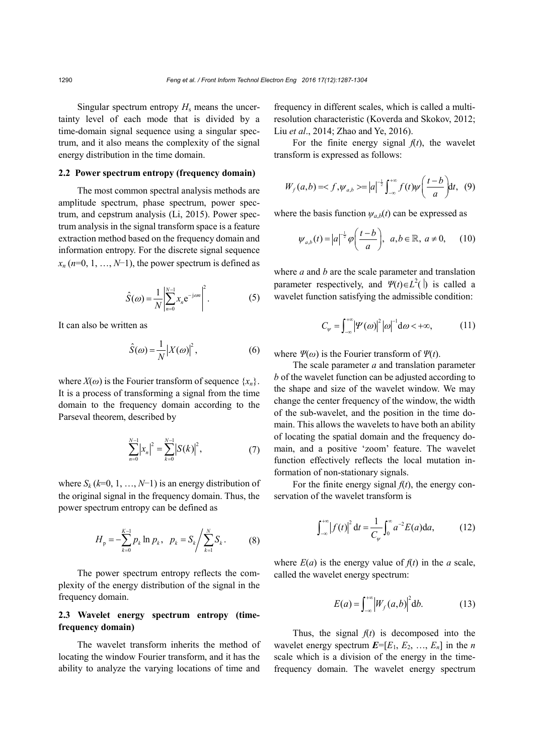Singular spectrum entropy $H_s$ means the uncertainty level of each mode that is divided by a time-domain signal sequence using a singular spectrum, and it also means the complexity of the signal energy distribution in the time domain.

### 2.2 Power spectrum entropy (frequency domain)

The most common spectral analysis methods are amplitude spectrum, phase spectrum, power spectrum, and cepstrum analysis (Li, 2015). Power spectrum analysis in the signal transform space is a feature extraction method based on the frequency domain and information entropy. For the discrete signal sequence $x_n$ ($n$=0, 1, …, $N$−1), the power spectrum is defined as

$$\hat{S}(\omega)=\frac{1}{N}\left|\sum_{n=0}^{N-1}x_n\mathrm{e}^{-\mathrm{j}\omega n}\right|^2. \tag{5}$$

It can also be written as

$$\hat{S}(\omega)=\frac{1}{N}\left|X(\omega)\right|^2, \tag{6}$$

where $X(\omega)$ is the Fourier transform of sequence $\{x_n\}$. It is a process of transforming a signal from the time domain to the frequency domain according to the Parseval theorem, described by

$$\sum_{n=0}^{N-1}\left|x_n\right|^2=\sum_{k=0}^{N-1}\left|S(k)\right|^2, \tag{7}$$

where $S_k$ ($k$=0, 1, …, $N$−1) is an energy distribution of the original signal in the frequency domain. Thus, the power spectrum entropy can be defined as

$$H_{\mathrm{p}}=-\sum_{k=0}^{K-1}p_k\ln p_k,\ \ p_k=S_k\Big/\sum_{k=1}^{N}S_k. \tag{8}$$

The power spectrum entropy reflects the complexity of the energy distribution of the signal in the frequency domain.

### 2.3 Wavelet energy spectrum entropy (time-frequency domain)

The wavelet transform inherits the method of locating the window Fourier transform, and it has the ability to analyze the varying locations of time and frequency in different scales, which is called a multi-resolution characteristic (Koverda and Skokov, 2012; Liu *et al*., 2014; Zhao and Ye, 2016).

For the finite energy signal $f(t)$, the wavelet transform is expressed as follows:

$$W_f(a,b)=\langle f,\psi_{a,b}\rangle=\left|a\right|^{-\frac{1}{2}}\int_{-\infty}^{+\infty}f(t)\psi\left(\frac{t-b}{a}\right)\mathrm{d}t, \tag{9}$$

where the basis function $\psi_{a,b}(t)$ can be expressed as

$$\psi_{a,b}(t)=\left|a\right|^{-\frac{1}{2}}\varphi\left(\frac{t-b}{a}\right),\ \ a,b\in\mathbb{R},\ a\neq 0, \tag{10}$$

where $a$ and $b$ are the scale parameter and translation parameter respectively, and $\Psi(t)\in L^2(\mathbb{R})$ is called a wavelet function satisfying the admissible condition:

$$C_\psi=\int_{-\infty}^{+\infty}\left|\Psi(\omega)\right|^2\left|\omega\right|^{-1}\mathrm{d}\omega<+\infty, \tag{11}$$

where $\Psi(\omega)$ is the Fourier transform of $\Psi(t)$.

The scale parameter $a$ and translation parameter $b$ of the wavelet function can be adjusted according to the shape and size of the wavelet window. We may change the center frequency of the window, the width of the sub-wavelet, and the position in the time domain. This allows the wavelets to have both an ability of locating the spatial domain and the frequency domain, and a positive 'zoom' feature. The wavelet function effectively reflects the local mutation information of non-stationary signals.

For the finite energy signal $f(t)$, the energy conservation of the wavelet transform is

$$\int_{-\infty}^{+\infty}\left|f(t)\right|^2\mathrm{d}t=\frac{1}{C_\psi}\int_0^{\infty}a^{-2}E(a)\mathrm{d}a, \tag{12}$$

where $E(a)$ is the energy value of $f(t)$ in the $a$ scale, called the wavelet energy spectrum:

$$E(a)=\int_{-\infty}^{+\infty}\left|W_f(a,b)\right|^2\mathrm{d}b. \tag{13}$$

Thus, the signal $f(t)$ is decomposed into the wavelet energy spectrum $\boldsymbol{E}$=[$E_1$, $E_2$, …, $E_n$] in the $n$ scale which is a division of the energy in the time-frequency domain. The wavelet energy spectrum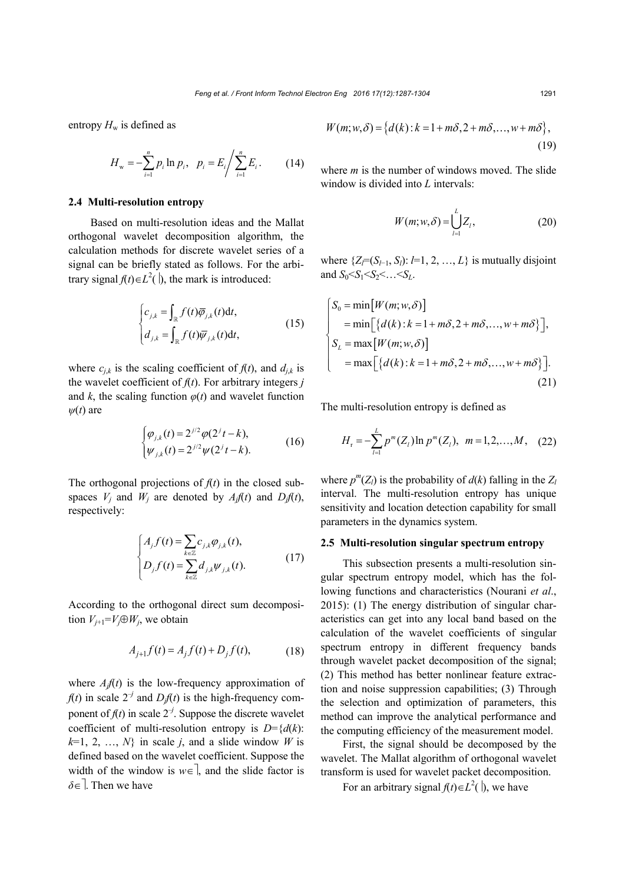entropy $H_{\mathrm{w}}$ is defined as

$$H_{\mathrm{w}}=-\sum_{i=1}^{n}p_i\ln p_i,\quad p_i=E_i\bigg/\sum_{i=1}^{n}E_i. \tag{14}$$

### 2.4 Multi-resolution entropy

Based on multi-resolution ideas and the Mallat orthogonal wavelet decomposition algorithm, the calculation methods for discrete wavelet series of a signal can be briefly stated as follows. For the arbitrary signal $f(t)\in L^2(\mathbb{R})$, the mark is introduced:

$$\begin{cases} c_{j,k}=\int_{\mathbb{R}} f(t)\overline{\varphi}_{j,k}(t)\mathrm{d}t,\\ d_{j,k}=\int_{\mathbb{R}} f(t)\overline{\psi}_{j,k}(t)\mathrm{d}t, \end{cases} \tag{15}$$

where $c_{j,k}$ is the scaling coefficient of $f(t)$, and $d_{j,k}$ is the wavelet coefficient of $f(t)$. For arbitrary integers $j$ and $k$, the scaling function $\varphi(t)$ and wavelet function $\psi(t)$ are

$$\begin{cases} \varphi_{j,k}(t)=2^{j/2}\varphi(2^j t-k),\\ \psi_{j,k}(t)=2^{j/2}\psi(2^j t-k). \end{cases} \tag{16}$$

The orthogonal projections of $f(t)$ in the closed subspaces $V_j$ and $W_j$ are denoted by $A_jf(t)$ and $D_jf(t)$, respectively:

$$\begin{cases} A_j f(t)=\sum_{k\in\mathbb{Z}} c_{j,k}\varphi_{j,k}(t),\\ D_j f(t)=\sum_{k\in\mathbb{Z}} d_{j,k}\psi_{j,k}(t). \end{cases} \tag{17}$$

According to the orthogonal direct sum decomposition $V_{j+1}=V_j\oplus W_j$, we obtain

$$A_{j+1}f(t)=A_j f(t)+D_j f(t), \tag{18}$$

where $A_jf(t)$ is the low-frequency approximation of $f(t)$ in scale $2^{-j}$ and $D_jf(t)$ is the high-frequency component of $f(t)$ in scale $2^{-j}$. Suppose the discrete wavelet coefficient of multi-resolution entropy is $D=\{d(k)$: $k=1, 2, \ldots, N\}$ in scale $j$, and a slide window $W$ is defined based on the wavelet coefficient. Suppose the width of the window is $w\in\mathbb{N}$, and the slide factor is $\delta\in\mathbb{N}$. Then we have

$$W(m;w,\delta)=\left\{d(k):k=1+m\delta,2+m\delta,\ldots,w+m\delta\right\}, \tag{19}$$

where $m$ is the number of windows moved. The slide window is divided into $L$ intervals:

$$W(m;w,\delta)=\bigcup_{l=1}^{L}Z_l, \tag{20}$$

where $\{Z_l=(S_{l-1}, S_l)$: $l=1, 2, \ldots, L\}$ is mutually disjoint and $S_0<S_1<S_2<\ldots<S_L$.

$$\begin{cases} S_0=\min\left[W(m;w,\delta)\right]\\ \quad=\min\left[\left\{d(k):k=1+m\delta,2+m\delta,\ldots,w+m\delta\right\}\right],\\ S_L=\max\left[W(m;w,\delta)\right]\\ \quad=\max\left[\left\{d(k):k=1+m\delta,2+m\delta,\ldots,w+m\delta\right\}\right]. \end{cases} \tag{21}$$

The multi-resolution entropy is defined as

$$H_{\mathrm{r}}=-\sum_{l=1}^{L}p^m(Z_l)\ln p^m(Z_l),\quad m=1,2,\ldots,M, \tag{22}$$

where $p^m(Z_l)$ is the probability of $d(k)$ falling in the $Z_l$ interval. The multi-resolution entropy has unique sensitivity and location detection capability for small parameters in the dynamics system.

### 2.5 Multi-resolution singular spectrum entropy

This subsection presents a multi-resolution singular spectrum entropy model, which has the following functions and characteristics (Nourani *et al*., 2015): (1) The energy distribution of singular characteristics can get into any local band based on the calculation of the wavelet coefficients of singular spectrum entropy in different frequency bands through wavelet packet decomposition of the signal; (2) This method has better nonlinear feature extraction and noise suppression capabilities; (3) Through the selection and optimization of parameters, this method can improve the analytical performance and the computing efficiency of the measurement model.

First, the signal should be decomposed by the wavelet. The Mallat algorithm of orthogonal wavelet transform is used for wavelet packet decomposition.

For an arbitrary signal $f(t)\in L^2(\mathbb{R})$, we have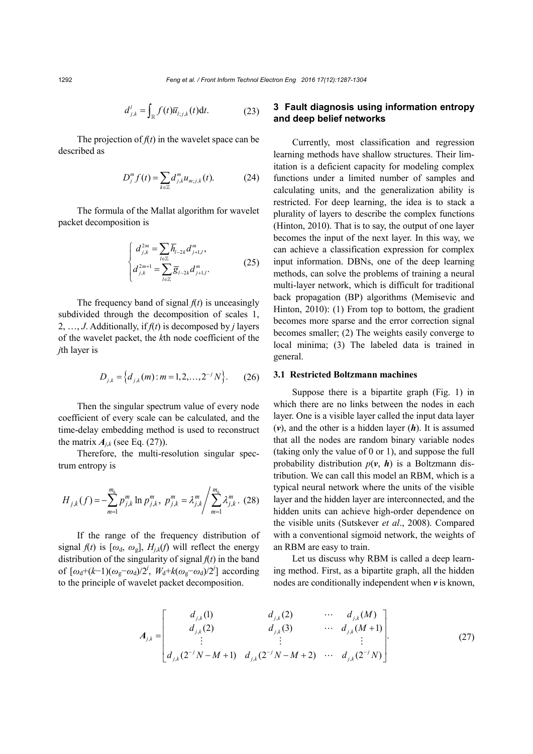$$d_{j,k}^{l} = \int_{\mathbb{R}} f(t)\overline{u}_{l;j,k}(t)\mathrm{d}t. \tag{23}$$

The projection of $f(t)$ in the wavelet space can be described as

$$D_j^m f(t) = \sum_{k\in\mathbb{Z}} d_{j,k}^m u_{m;j,k}(t). \tag{24}$$

The formula of the Mallat algorithm for wavelet packet decomposition is

$$\begin{cases} d_{j,k}^{2m} = \sum\limits_{l\in\mathbb{Z}} \overline{h}_{l-2k} d_{j+1,l}^m, \\ d_{j,k}^{2m+1} = \sum\limits_{l\in\mathbb{Z}} \overline{g}_{l-2k} d_{j+1,l}^m. \end{cases} \tag{25}$$

The frequency band of signal $f(t)$ is unceasingly subdivided through the decomposition of scales 1, 2, …, $J$. Additionally, if $f(t)$ is decomposed by $j$ layers of the wavelet packet, the $k$th node coefficient of the $j$th layer is

$$D_{j,k} = \left\{ d_{j,k}(m): m = 1,2,\ldots,2^{-j}N \right\}. \tag{26}$$

Then the singular spectrum value of every node coefficient of every scale can be calculated, and the time-delay embedding method is used to reconstruct the matrix $\boldsymbol{A}_{j,k}$ (see Eq. (27)).

$$\boldsymbol{A}_{j,k} = \begin{bmatrix} d_{j,k}(1) & d_{j,k}(2) & \cdots & d_{j,k}(M) \\ d_{j,k}(2) & d_{j,k}(3) & \cdots & d_{j,k}(M+1) \\ \vdots & \vdots & & \vdots \\ d_{j,k}(2^{-j}N-M+1) & d_{j,k}(2^{-j}N-M+2) & \cdots & d_{j,k}(2^{-j}N) \end{bmatrix}. \tag{27}$$

Therefore, the multi-resolution singular spectrum entropy is

$$H_{j,k}(f) = -\sum_{m=1}^{m_0} p_{j,k}^m \ln p_{j,k}^m,\ p_{j,k}^m = \lambda_{j,k}^m \Big/ \sum_{m=1}^{m_0} \lambda_{j,k}^m. \tag{28}$$

If the range of the frequency distribution of signal $f(t)$ is $[\omega_\mathrm{d}, \omega_\mathrm{g}]$, $H_{j,k}(f)$ will reflect the energy distribution of the singularity of signal $f(t)$ in the band of $[\omega_\mathrm{d}+(k-1)(\omega_\mathrm{g}-\omega_\mathrm{d})/2^j,\ W_\mathrm{d}+k(\omega_\mathrm{g}-\omega_\mathrm{d})/2^j]$ according to the principle of wavelet packet decomposition.

## 3 Fault diagnosis using information entropy and deep belief networks

Currently, most classification and regression learning methods have shallow structures. Their limitation is a deficient capacity for modeling complex functions under a limited number of samples and calculating units, and the generalization ability is restricted. For deep learning, the idea is to stack a plurality of layers to describe the complex functions (Hinton, 2010). That is to say, the output of one layer becomes the input of the next layer. In this way, we can achieve a classification expression for complex input information. DBNs, one of the deep learning methods, can solve the problems of training a neural multi-layer network, which is difficult for traditional back propagation (BP) algorithms (Memisevic and Hinton, 2010): (1) From top to bottom, the gradient becomes more sparse and the error correction signal becomes smaller; (2) The weights easily converge to local minima; (3) The labeled data is trained in general.

### 3.1 Restricted Boltzmann machines

Suppose there is a bipartite graph (Fig. 1) in which there are no links between the nodes in each layer. One is a visible layer called the input data layer ($\boldsymbol{v}$), and the other is a hidden layer ($\boldsymbol{h}$). It is assumed that all the nodes are random binary variable nodes (taking only the value of 0 or 1), and suppose the full probability distribution $p(\boldsymbol{v}, \boldsymbol{h})$ is a Boltzmann distribution. We can call this model an RBM, which is a typical neural network where the units of the visible layer and the hidden layer are interconnected, and the hidden units can achieve high-order dependence on the visible units (Sutskever *et al*., 2008). Compared with a conventional sigmoid network, the weights of an RBM are easy to train.

Let us discuss why RBM is called a deep learning method. First, as a bipartite graph, all the hidden nodes are conditionally independent when $\boldsymbol{v}$ is known,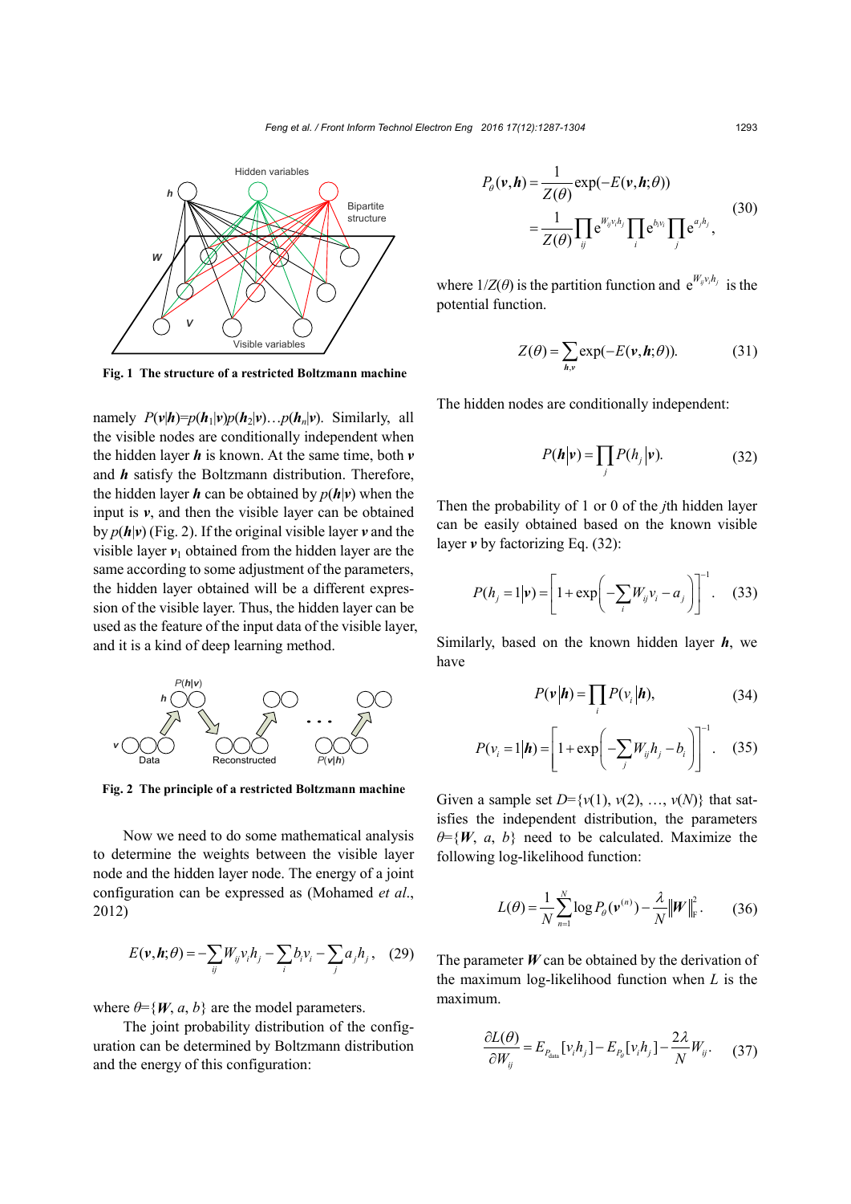Fig. 1 The structure of a restricted Boltzmann machine

namely $P(\boldsymbol{v}|\boldsymbol{h})=p(\boldsymbol{h}_1|\boldsymbol{v})p(\boldsymbol{h}_2|\boldsymbol{v})\ldots p(\boldsymbol{h}_n|\boldsymbol{v})$. Similarly, all the visible nodes are conditionally independent when the hidden layer $\boldsymbol{h}$ is known. At the same time, both $\boldsymbol{v}$ and $\boldsymbol{h}$ satisfy the Boltzmann distribution. Therefore, the hidden layer $\boldsymbol{h}$ can be obtained by $p(\boldsymbol{h}|\boldsymbol{v})$ when the input is $\boldsymbol{v}$, and then the visible layer can be obtained by $p(\boldsymbol{h}|\boldsymbol{v})$ (Fig. 2). If the original visible layer $\boldsymbol{v}$ and the visible layer $\boldsymbol{v}_1$ obtained from the hidden layer are the same according to some adjustment of the parameters, the hidden layer obtained will be a different expression of the visible layer. Thus, the hidden layer can be used as the feature of the input data of the visible layer, and it is a kind of deep learning method.

Fig. 2 The principle of a restricted Boltzmann machine

Now we need to do some mathematical analysis to determine the weights between the visible layer node and the hidden layer node. The energy of a joint configuration can be expressed as (Mohamed *et al.*, 2012)

$$E(\boldsymbol{v},\boldsymbol{h};\theta)=-\sum_{ij}W_{ij}v_i h_j-\sum_i b_i v_i-\sum_j a_j h_j, \quad (29)$$

where $\theta=\{\boldsymbol{W}, a, b\}$ are the model parameters.

The joint probability distribution of the configuration can be determined by Boltzmann distribution and the energy of this configuration:

$$\begin{aligned}P_\theta(\boldsymbol{v},\boldsymbol{h})&=\frac{1}{Z(\theta)}\exp(-E(\boldsymbol{v},\boldsymbol{h};\theta))\\&=\frac{1}{Z(\theta)}\prod_{ij}\mathrm{e}^{W_{ij}v_i h_j}\prod_i \mathrm{e}^{b_i v_i}\prod_j \mathrm{e}^{a_j h_j},\end{aligned} \quad (30)$$

where $1/Z(\theta)$ is the partition function and $\mathrm{e}^{W_{ij}v_i h_j}$ is the potential function.

$$Z(\theta)=\sum_{\boldsymbol{h},\boldsymbol{v}}\exp(-E(\boldsymbol{v},\boldsymbol{h};\theta)). \quad (31)$$

The hidden nodes are conditionally independent:

$$P(\boldsymbol{h}|\boldsymbol{v})=\prod_j P(h_j|\boldsymbol{v}). \quad (32)$$

Then the probability of 1 or 0 of the $j$th hidden layer can be easily obtained based on the known visible layer $\boldsymbol{v}$ by factorizing Eq. (32):

$$P(h_j=1|\boldsymbol{v})=\left[1+\exp\left(-\sum_i W_{ij}v_i-a_j\right)\right]^{-1}. \quad (33)$$

Similarly, based on the known hidden layer $\boldsymbol{h}$, we have

$$P(\boldsymbol{v}|\boldsymbol{h})=\prod_i P(v_i|\boldsymbol{h}), \quad (34)$$

$$P(v_i=1|\boldsymbol{h})=\left[1+\exp\left(-\sum_j W_{ij}h_j-b_i\right)\right]^{-1}. \quad (35)$$

Given a sample set $D=\{v(1), v(2), \ldots, v(N)\}$ that satisfies the independent distribution, the parameters $\theta=\{\boldsymbol{W}, a, b\}$ need to be calculated. Maximize the following log-likelihood function:

$$L(\theta)=\frac{1}{N}\sum_{n=1}^{N}\log P_\theta(\boldsymbol{v}^{(n)})-\frac{\lambda}{N}\|\boldsymbol{W}\|_\mathrm{F}^2. \quad (36)$$

The parameter $\boldsymbol{W}$ can be obtained by the derivation of the maximum log-likelihood function when $L$ is the maximum.

$$\frac{\partial L(\theta)}{\partial W_{ij}}=E_{P_{\mathrm{data}}}[v_i h_j]-E_{P_\theta}[v_i h_j]-\frac{2\lambda}{N}W_{ij}. \quad (37)$$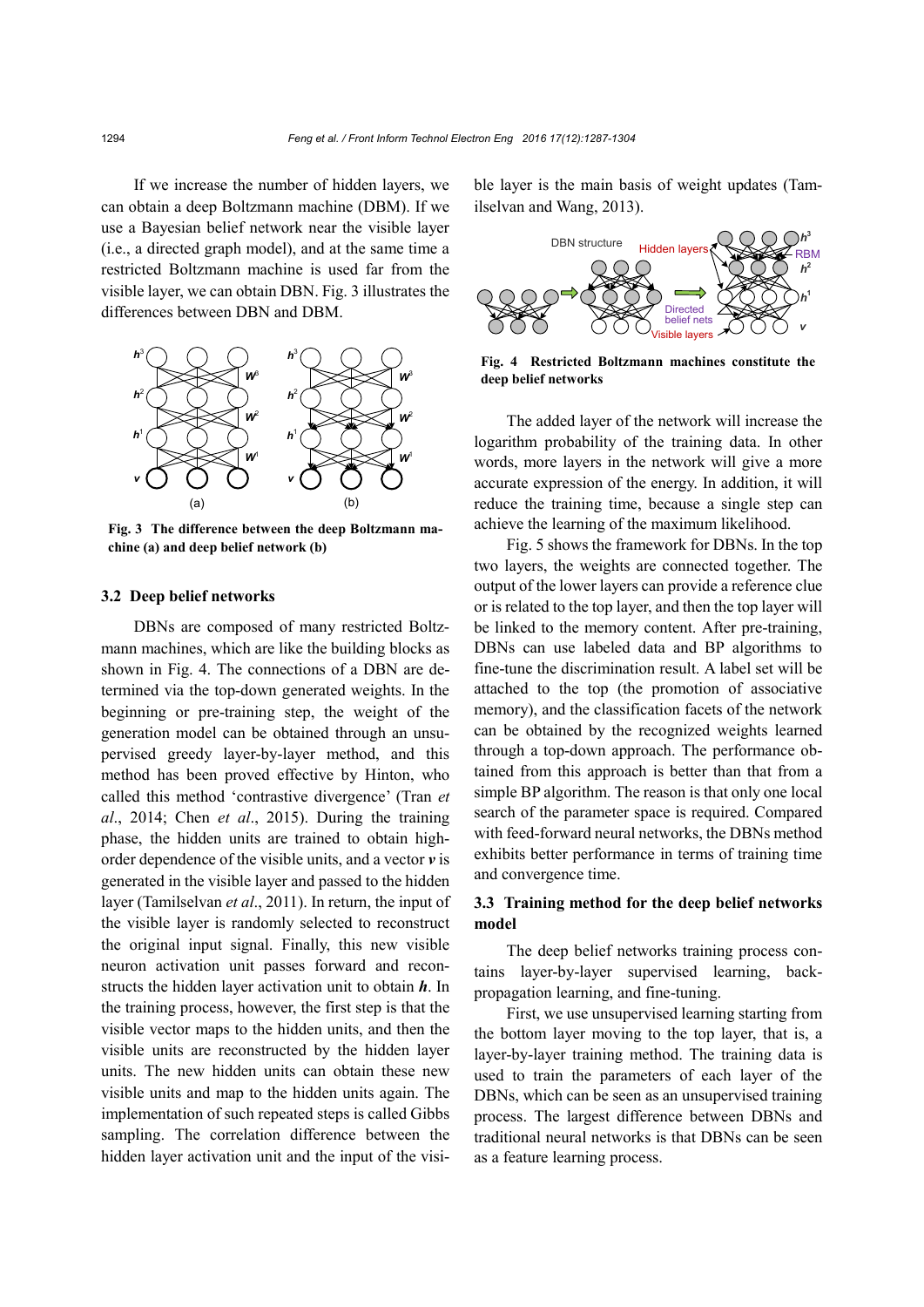If we increase the number of hidden layers, we can obtain a deep Boltzmann machine (DBM). If we use a Bayesian belief network near the visible layer (i.e., a directed graph model), and at the same time a restricted Boltzmann machine is used far from the visible layer, we can obtain DBN. Fig. 3 illustrates the differences between DBN and DBM.

**Fig. 3 The difference between the deep Boltzmann machine (a) and deep belief network (b)**

### 3.2 Deep belief networks

DBNs are composed of many restricted Boltzmann machines, which are like the building blocks as shown in Fig. 4. The connections of a DBN are determined via the top-down generated weights. In the beginning or pre-training step, the weight of the generation model can be obtained through an unsupervised greedy layer-by-layer method, and this method has been proved effective by Hinton, who called this method 'contrastive divergence' (Tran *et al*., 2014; Chen *et al*., 2015). During the training phase, the hidden units are trained to obtain high-order dependence of the visible units, and a vector $\boldsymbol{v}$ is generated in the visible layer and passed to the hidden layer (Tamilselvan *et al*., 2011). In return, the input of the visible layer is randomly selected to reconstruct the original input signal. Finally, this new visible neuron activation unit passes forward and reconstructs the hidden layer activation unit to obtain $\boldsymbol{h}$. In the training process, however, the first step is that the visible vector maps to the hidden units, and then the visible units are reconstructed by the hidden layer units. The new hidden units can obtain these new visible units and map to the hidden units again. The implementation of such repeated steps is called Gibbs sampling. The correlation difference between the hidden layer activation unit and the input of the visible layer is the main basis of weight updates (Tamilselvan and Wang, 2013).

**Fig. 4 Restricted Boltzmann machines constitute the deep belief networks**

The added layer of the network will increase the logarithm probability of the training data. In other words, more layers in the network will give a more accurate expression of the energy. In addition, it will reduce the training time, because a single step can achieve the learning of the maximum likelihood.

Fig. 5 shows the framework for DBNs. In the top two layers, the weights are connected together. The output of the lower layers can provide a reference clue or is related to the top layer, and then the top layer will be linked to the memory content. After pre-training, DBNs can use labeled data and BP algorithms to fine-tune the discrimination result. A label set will be attached to the top (the promotion of associative memory), and the classification facets of the network can be obtained by the recognized weights learned through a top-down approach. The performance obtained from this approach is better than that from a simple BP algorithm. The reason is that only one local search of the parameter space is required. Compared with feed-forward neural networks, the DBNs method exhibits better performance in terms of training time and convergence time.

### 3.3 Training method for the deep belief networks model

The deep belief networks training process contains layer-by-layer supervised learning, back-propagation learning, and fine-tuning.

First, we use unsupervised learning starting from the bottom layer moving to the top layer, that is, a layer-by-layer training method. The training data is used to train the parameters of each layer of the DBNs, which can be seen as an unsupervised training process. The largest difference between DBNs and traditional neural networks is that DBNs can be seen as a feature learning process.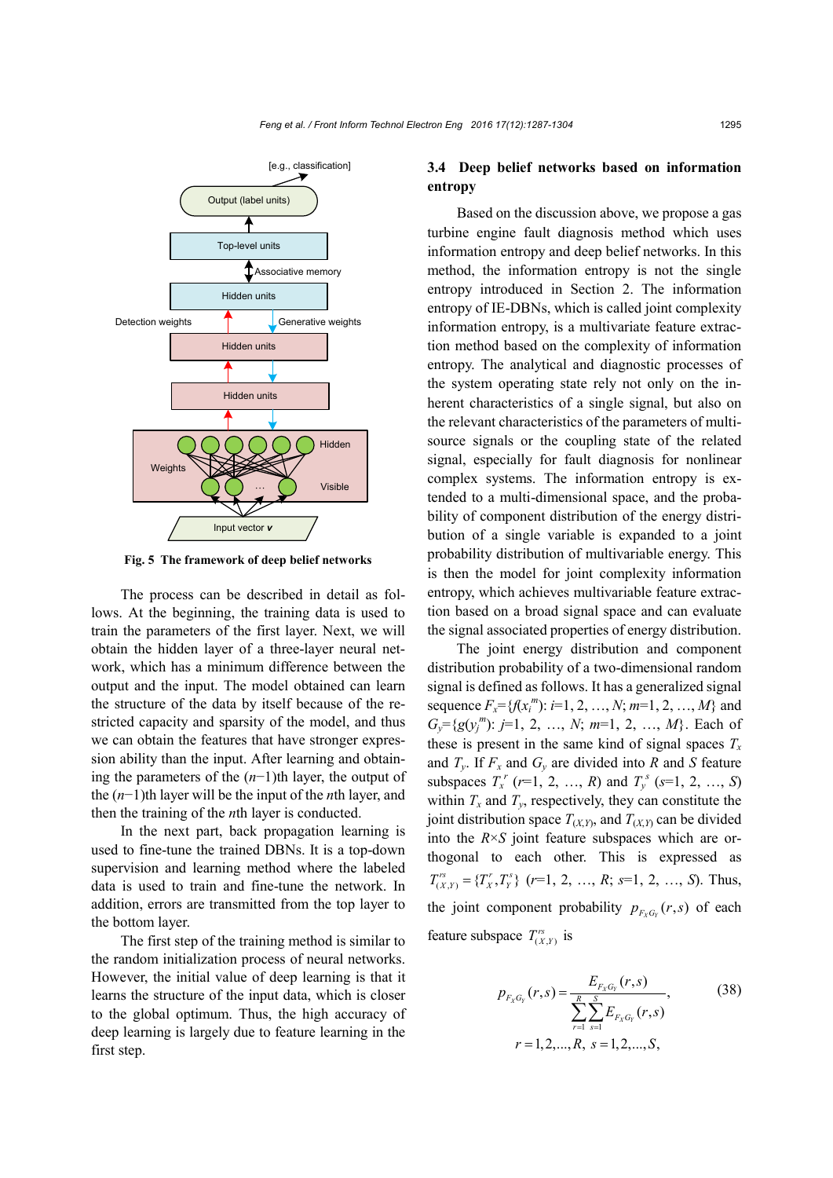Fig. 5 The framework of deep belief networks

The process can be described in detail as follows. At the beginning, the training data is used to train the parameters of the first layer. Next, we will obtain the hidden layer of a three-layer neural network, which has a minimum difference between the output and the input. The model obtained can learn the structure of the data by itself because of the restricted capacity and sparsity of the model, and thus we can obtain the features that have stronger expression ability than the input. After learning and obtaining the parameters of the $(n-1)$th layer, the output of the $(n-1)$th layer will be the input of the $n$th layer, and then the training of the $n$th layer is conducted.

In the next part, back propagation learning is used to fine-tune the trained DBNs. It is a top-down supervision and learning method where the labeled data is used to train and fine-tune the network. In addition, errors are transmitted from the top layer to the bottom layer.

The first step of the training method is similar to the random initialization process of neural networks. However, the initial value of deep learning is that it learns the structure of the input data, which is closer to the global optimum. Thus, the high accuracy of deep learning is largely due to feature learning in the first step.

### 3.4 Deep belief networks based on information entropy

Based on the discussion above, we propose a gas turbine engine fault diagnosis method which uses information entropy and deep belief networks. In this method, the information entropy is not the single entropy introduced in Section 2. The information entropy of IE-DBNs, which is called joint complexity information entropy, is a multivariate feature extraction method based on the complexity of information entropy. The analytical and diagnostic processes of the system operating state rely not only on the inherent characteristics of a single signal, but also on the relevant characteristics of the parameters of multi-source signals or the coupling state of the related signal, especially for fault diagnosis for nonlinear complex systems. The information entropy is extended to a multi-dimensional space, and the probability of component distribution of the energy distribution of a single variable is expanded to a joint probability distribution of multivariable energy. This is then the model for joint complexity information entropy, which achieves multivariable feature extraction based on a broad signal space and can evaluate the signal associated properties of energy distribution.

The joint energy distribution and component distribution probability of a two-dimensional random signal is defined as follows. It has a generalized signal sequence $F_x=\{f(x_i^m)$: $i=1, 2, \ldots, N$; $m=1, 2, \ldots, M\}$ and $G_y=\{g(y_j^m)$: $j=1, 2, \ldots, N$; $m=1, 2, \ldots, M\}$. Each of these is present in the same kind of signal spaces $T_x$ and $T_y$. If $F_x$ and $G_y$ are divided into $R$ and $S$ feature subspaces $T_x^r$ ($r=1, 2, \ldots, R$) and $T_y^s$ ($s=1, 2, \ldots, S$) within $T_x$ and $T_y$, respectively, they can constitute the joint distribution space $T_{(X,Y)}$, and $T_{(X,Y)}$ can be divided into the $R\times S$ joint feature subspaces which are orthogonal to each other. This is expressed as $T_{(X,Y)}^{rs}=\{T_X^r, T_Y^s\}$ ($r=1, 2, \ldots, R$; $s=1, 2, \ldots, S$). Thus, the joint component probability $p_{F_XG_Y}(r,s)$ of each feature subspace $T_{(X,Y)}^{rs}$ is

$$p_{F_XG_Y}(r,s)=\frac{E_{F_XG_Y}(r,s)}{\sum_{r=1}^{R}\sum_{s=1}^{S}E_{F_XG_Y}(r,s)}, \tag{38}$$
$$r=1,2,\ldots,R,\ s=1,2,\ldots,S,$$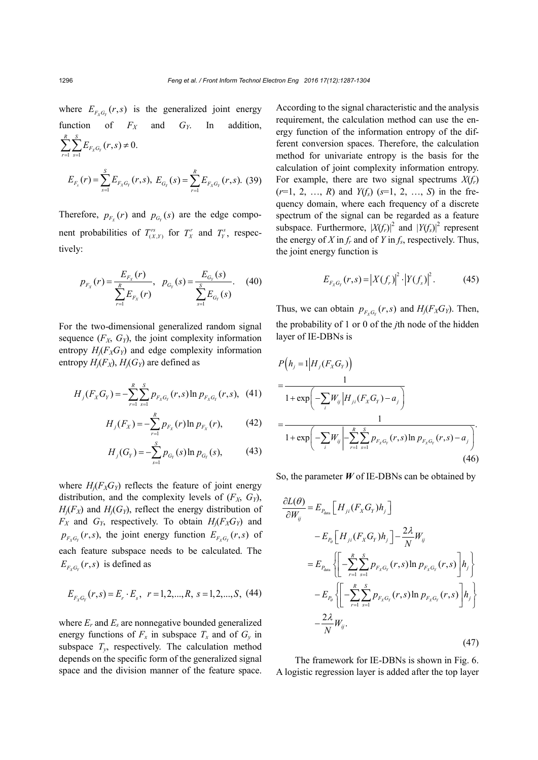where $E_{F_X G_Y}(r,s)$ is the generalized joint energy function of $F_X$ and $G_Y$. In addition, $\sum_{r=1}^{R}\sum_{s=1}^{S} E_{F_X G_Y}(r,s) \neq 0.$

$$E_{F_X}(r) = \sum_{s=1}^{S} E_{F_X G_Y}(r,s),\ E_{G_Y}(s) = \sum_{r=1}^{R} E_{F_X G_Y}(r,s). \quad (39)$$

Therefore, $p_{F_X}(r)$ and $p_{G_Y}(s)$ are the edge component probabilities of $T_{(X,Y)}^{rs}$ for $T_X^r$ and $T_Y^s$, respectively:

$$p_{F_X}(r) = \frac{E_{F_X}(r)}{\sum_{r=1}^{R} E_{F_X}(r)},\quad p_{G_Y}(s) = \frac{E_{G_Y}(s)}{\sum_{s=1}^{S} E_{G_Y}(s)}. \quad (40)$$

For the two-dimensional generalized random signal sequence ($F_X$, $G_Y$), the joint complexity information entropy $H_j(F_X G_Y)$ and edge complexity information entropy $H_j(F_X)$, $H_j(G_Y)$ are defined as

$$H_j(F_X G_Y) = -\sum_{r=1}^{R}\sum_{s=1}^{S} p_{F_X G_Y}(r,s) \ln p_{F_X G_Y}(r,s), \quad (41)$$

$$H_j(F_X) = -\sum_{r=1}^{R} p_{F_X}(r) \ln p_{F_X}(r), \quad (42)$$

$$H_j(G_Y) = -\sum_{s=1}^{S} p_{G_Y}(s) \ln p_{G_Y}(s), \quad (43)$$

where $H_j(F_X G_Y)$ reflects the feature of joint energy distribution, and the complexity levels of ($F_X$, $G_Y$), $H_j(F_X)$ and $H_j(G_Y)$, reflect the energy distribution of $F_X$ and $G_Y$, respectively. To obtain $H_j(F_X G_Y)$ and $p_{F_X G_Y}(r,s)$, the joint energy function $E_{F_X G_Y}(r,s)$ of each feature subspace needs to be calculated. The $E_{F_X G_Y}(r,s)$ is defined as

$$E_{F_X G_Y}(r,s) = E_r \cdot E_s,\ \ r=1,2,\ldots,R,\ s=1,2,\ldots,S, \quad (44)$$

where $E_r$ and $E_s$ are nonnegative bounded generalized energy functions of $F_x$ in subspace $T_x$ and of $G_y$ in subspace $T_y$, respectively. The calculation method depends on the specific form of the generalized signal space and the division manner of the feature space. According to the signal characteristic and the analysis requirement, the calculation method can use the energy function of the information entropy of the different conversion spaces. Therefore, the calculation method for univariate entropy is the basis for the calculation of joint complexity information entropy. For example, there are two signal spectrums $X(f_r)$ ($r$=1, 2, …, $R$) and $Y(f_s)$ ($s$=1, 2, …, $S$) in the frequency domain, where each frequency of a discrete spectrum of the signal can be regarded as a feature subspace. Furthermore, $|X(f_r)|^2$ and $|Y(f_s)|^2$ represent the energy of $X$ in $f_r$ and of $Y$ in $f_s$, respectively. Thus, the joint energy function is

$$E_{F_X G_Y}(r,s) = \left|X(f_r)\right|^2 \cdot \left|Y(f_s)\right|^2. \quad (45)$$

Thus, we can obtain $p_{F_X G_Y}(r,s)$ and $H_j(F_X G_Y)$. Then, the probability of 1 or 0 of the $j$th node of the hidden layer of IE-DBNs is

$$\begin{aligned}
&P\left(h_j = 1 \middle| H_j(F_X G_Y)\right) \\
&= \frac{1}{1+\exp\left(-\sum_i W_{ij}\left|H_{ji}(F_X G_Y) - a_j\right.\right)} \\
&= \frac{1}{1+\exp\left(-\sum_i W_{ij}\left|-\sum_{r=1}^{R}\sum_{s=1}^{S} p_{F_X G_Y}(r,s)\ln p_{F_X G_Y}(r,s) - a_j\right.\right)}.
\end{aligned} \quad (46)$$

So, the parameter $\boldsymbol{W}$ of IE-DBNs can be obtained by

$$\begin{aligned}
\frac{\partial L(\theta)}{\partial W_{ij}} &= E_{P_{\text{data}}}\left[H_{ji}(F_X G_Y) h_j\right] \\
&\quad - E_{P_\theta}\left[H_{ji}(F_X G_Y) h_j\right] - \frac{2\lambda}{N} W_{ij} \\
&= E_{P_{\text{data}}}\left\{\left[-\sum_{r=1}^{R}\sum_{s=1}^{S} p_{F_X G_Y}(r,s)\ln p_{F_X G_Y}(r,s)\right] h_j\right\} \\
&\quad - E_{P_\theta}\left\{\left[-\sum_{r=1}^{R}\sum_{s=1}^{S} p_{F_X G_Y}(r,s)\ln p_{F_X G_Y}(r,s)\right] h_j\right\} \\
&\quad - \frac{2\lambda}{N} W_{ij}.
\end{aligned} \quad (47)$$

The framework for IE-DBNs is shown in Fig. 6. A logistic regression layer is added after the top layer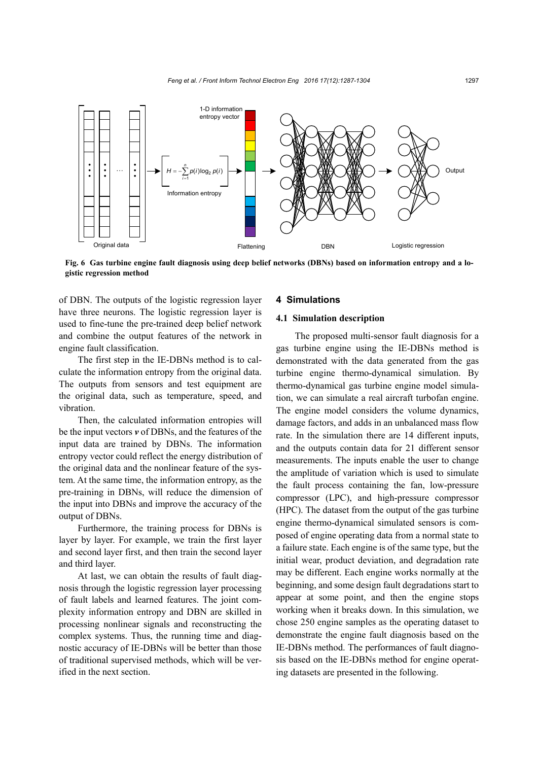Fig. 6 Gas turbine engine fault diagnosis using deep belief networks (DBNs) based on information entropy and a logistic regression method

of DBN. The outputs of the logistic regression layer have three neurons. The logistic regression layer is used to fine-tune the pre-trained deep belief network and combine the output features of the network in engine fault classification.

The first step in the IE-DBNs method is to calculate the information entropy from the original data. The outputs from sensors and test equipment are the original data, such as temperature, speed, and vibration.

Then, the calculated information entropies will be the input vectors $\boldsymbol{v}$ of DBNs, and the features of the input data are trained by DBNs. The information entropy vector could reflect the energy distribution of the original data and the nonlinear feature of the system. At the same time, the information entropy, as the pre-training in DBNs, will reduce the dimension of the input into DBNs and improve the accuracy of the output of DBNs.

Furthermore, the training process for DBNs is layer by layer. For example, we train the first layer and second layer first, and then train the second layer and third layer.

At last, we can obtain the results of fault diagnosis through the logistic regression layer processing of fault labels and learned features. The joint complexity information entropy and DBN are skilled in processing nonlinear signals and reconstructing the complex systems. Thus, the running time and diagnostic accuracy of IE-DBNs will be better than those of traditional supervised methods, which will be verified in the next section.

## 4 Simulations

### 4.1 Simulation description

The proposed multi-sensor fault diagnosis for a gas turbine engine using the IE-DBNs method is demonstrated with the data generated from the gas turbine engine thermo-dynamical simulation. By thermo-dynamical gas turbine engine model simulation, we can simulate a real aircraft turbofan engine. The engine model considers the volume dynamics, damage factors, and adds in an unbalanced mass flow rate. In the simulation there are 14 different inputs, and the outputs contain data for 21 different sensor measurements. The inputs enable the user to change the amplitude of variation which is used to simulate the fault process containing the fan, low-pressure compressor (LPC), and high-pressure compressor (HPC). The dataset from the output of the gas turbine engine thermo-dynamical simulated sensors is composed of engine operating data from a normal state to a failure state. Each engine is of the same type, but the initial wear, product deviation, and degradation rate may be different. Each engine works normally at the beginning, and some design fault degradations start to appear at some point, and then the engine stops working when it breaks down. In this simulation, we chose 250 engine samples as the operating dataset to demonstrate the engine fault diagnosis based on the IE-DBNs method. The performances of fault diagnosis based on the IE-DBNs method for engine operating datasets are presented in the following.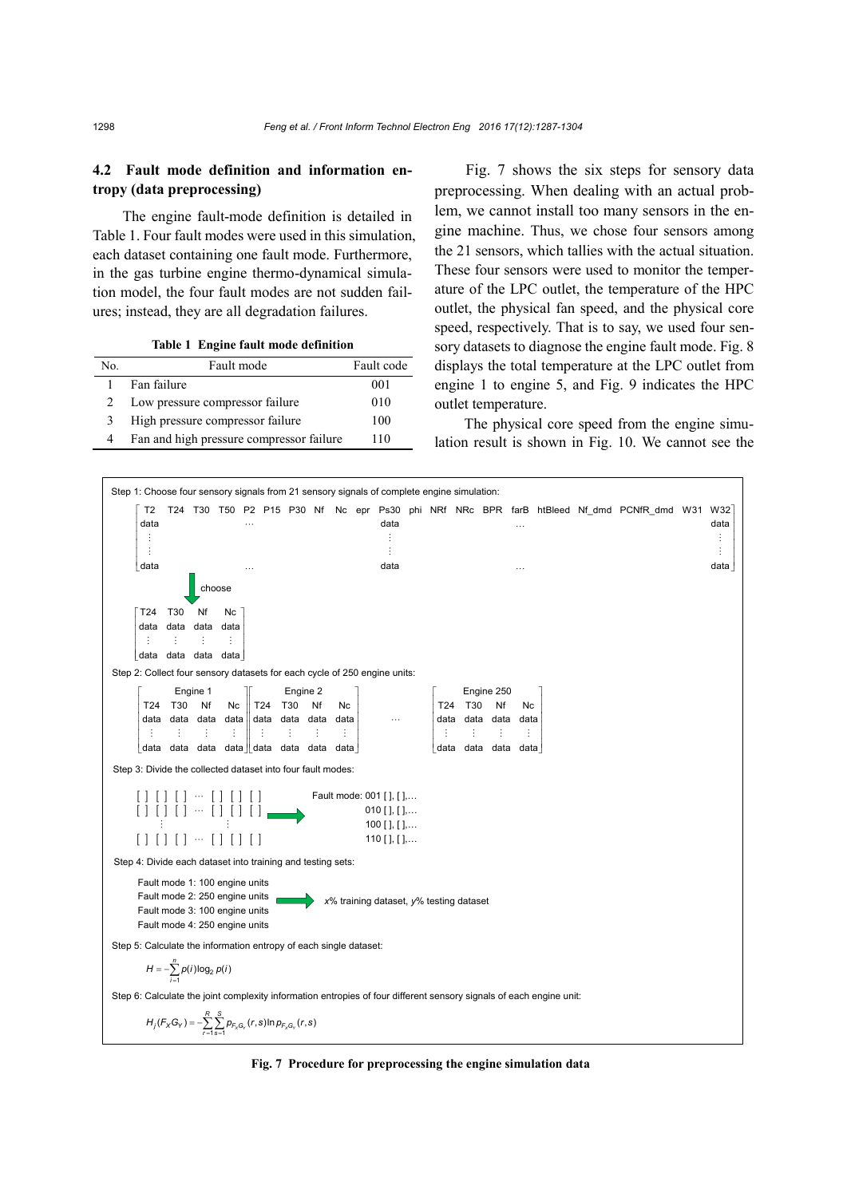### 4.2 Fault mode definition and information entropy (data preprocessing)

The engine fault-mode definition is detailed in Table 1. Four fault modes were used in this simulation, each dataset containing one fault mode. Furthermore, in the gas turbine engine thermo-dynamical simulation model, the four fault modes are not sudden failures; instead, they are all degradation failures.

**Table 1 Engine fault mode definition**

| No. | Fault mode | Fault code |
|---|---|---|
| 1 | Fan failure | 001 |
| 2 | Low pressure compressor failure | 010 |
| 3 | High pressure compressor failure | 100 |
| 4 | Fan and high pressure compressor failure | 110 |

Fig. 7 shows the six steps for sensory data preprocessing. When dealing with an actual problem, we cannot install too many sensors in the engine machine. Thus, we chose four sensors among the 21 sensors, which tallies with the actual situation. These four sensors were used to monitor the temperature of the LPC outlet, the temperature of the HPC outlet, the physical fan speed, and the physical core speed, respectively. That is to say, we used four sensory datasets to diagnose the engine fault mode. Fig. 8 displays the total temperature at the LPC outlet from engine 1 to engine 5, and Fig. 9 indicates the HPC outlet temperature.

The physical core speed from the engine simulation result is shown in Fig. 10. We cannot see the

Step 1: Choose four sensory signals from 21 sensory signals of complete engine simulation:

T2 T24 T30 T50 P2 P15 P30 Nf Nc epr Ps30 phi NRf NRc BPR farB htBleed Nf_dmd PCNfR_dmd W31 W32

choose

T24 T30 Nf Nc

Step 2: Collect four sensory datasets for each cycle of 250 engine units:

Engine 1 (T24 T30 Nf Nc), Engine 2 (T24 T30 Nf Nc), …, Engine 250 (T24 T30 Nf Nc)

Step 3: Divide the collected dataset into four fault modes:

Fault mode: 001 [ ], [ ],…
010 [ ], [ ],…
100 [ ], [ ],…
110 [ ], [ ],…

Step 4: Divide each dataset into training and testing sets:

Fault mode 1: 100 engine units
Fault mode 2: 250 engine units
Fault mode 3: 100 engine units
Fault mode 4: 250 engine units

*x*% training dataset, *y*% testing dataset

Step 5: Calculate the information entropy of each single dataset:

$$H=-\sum_{i=1}^{n}p(i)\log_2 p(i)$$

Step 6: Calculate the joint complexity information entropies of four different sensory signals of each engine unit:

$$H_j(F_X G_Y)=-\sum_{r=1}^{R}\sum_{s=1}^{S}p_{F_X G_Y}(r,s)\ln p_{F_X G_Y}(r,s)$$

**Fig. 7 Procedure for preprocessing the engine simulation data**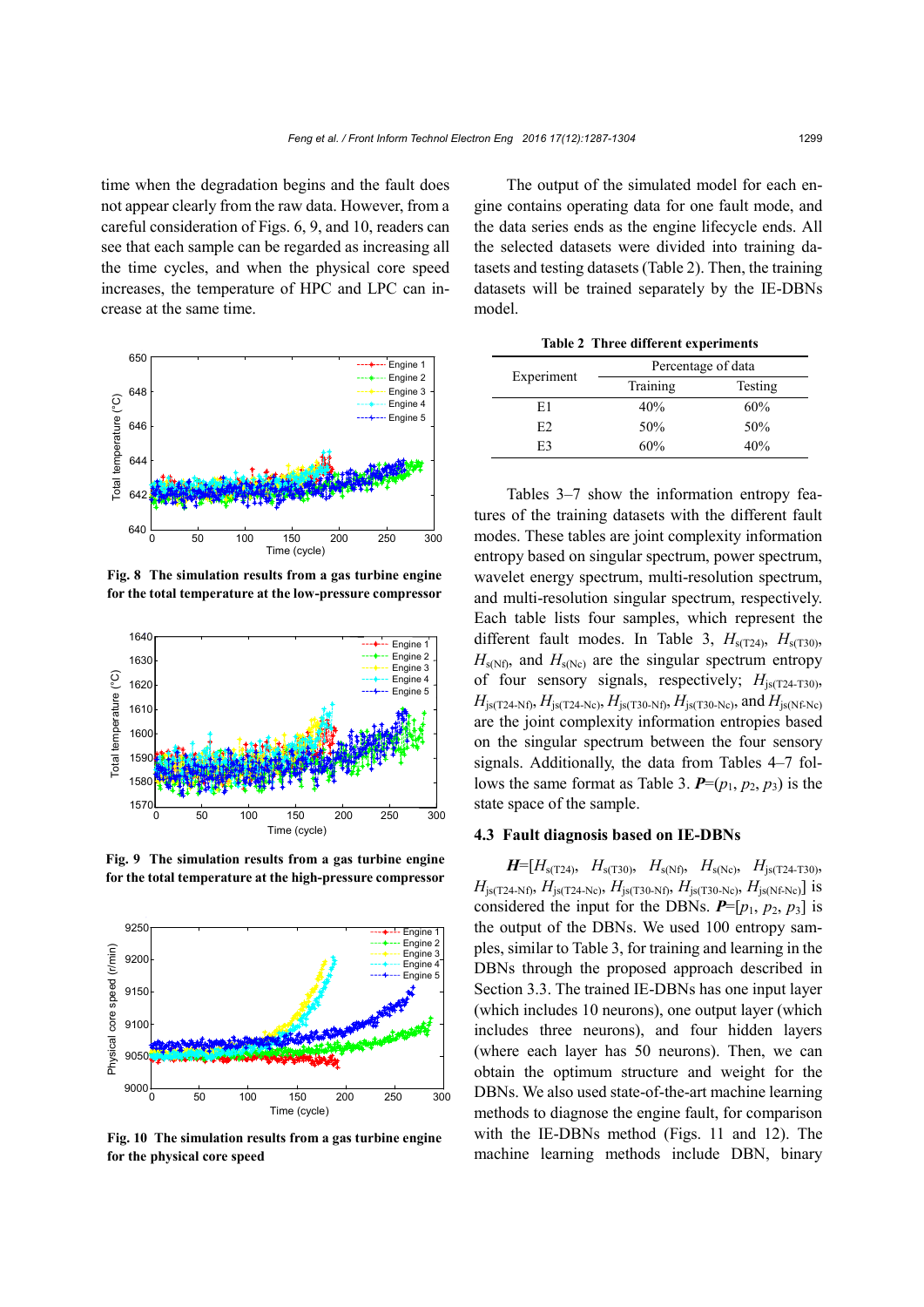time when the degradation begins and the fault does not appear clearly from the raw data. However, from a careful consideration of Figs. 6, 9, and 10, readers can see that each sample can be regarded as increasing all the time cycles, and when the physical core speed increases, the temperature of HPC and LPC can increase at the same time.

**Fig. 8 The simulation results from a gas turbine engine for the total temperature at the low-pressure compressor**

**Fig. 9 The simulation results from a gas turbine engine for the total temperature at the high-pressure compressor**

**Fig. 10 The simulation results from a gas turbine engine for the physical core speed**

The output of the simulated model for each engine contains operating data for one fault mode, and the data series ends as the engine lifecycle ends. All the selected datasets were divided into training datasets and testing datasets (Table 2). Then, the training datasets will be trained separately by the IE-DBNs model.

**Table 2 Three different experiments**

| Experiment | Percentage of data | |
|---|---|---|
| | Training | Testing |
| E1 | 40% | 60% |
| E2 | 50% | 50% |
| E3 | 60% | 40% |

Tables 3–7 show the information entropy features of the training datasets with the different fault modes. These tables are joint complexity information entropy based on singular spectrum, power spectrum, wavelet energy spectrum, multi-resolution spectrum, and multi-resolution singular spectrum, respectively. Each table lists four samples, which represent the different fault modes. In Table 3, $H_{s(T24)}$, $H_{s(T30)}$, $H_{s(Nf)}$, and $H_{s(Nc)}$ are the singular spectrum entropy of four sensory signals, respectively; $H_{js(T24\text{-}T30)}$, $H_{js(T24\text{-}Nf)}$, $H_{js(T24\text{-}Nc)}$, $H_{js(T30\text{-}Nf)}$, $H_{js(T30\text{-}Nc)}$, and $H_{js(Nf\text{-}Nc)}$ are the joint complexity information entropies based on the singular spectrum between the four sensory signals. Additionally, the data from Tables 4–7 follows the same format as Table 3. $\boldsymbol{P}=(p_1, p_2, p_3)$ is the state space of the sample.

### 4.3 Fault diagnosis based on IE-DBNs

$\boldsymbol{H}=[H_{s(T24)}, H_{s(T30)}, H_{s(Nf)}, H_{s(Nc)}, H_{js(T24\text{-}T30)}, H_{js(T24\text{-}Nf)}, H_{js(T24\text{-}Nc)}, H_{js(T30\text{-}Nf)}, H_{js(T30\text{-}Nc)}, H_{js(Nf\text{-}Nc)}]$ is considered the input for the DBNs. $\boldsymbol{P}=[p_1, p_2, p_3]$ is the output of the DBNs. We used 100 entropy samples, similar to Table 3, for training and learning in the DBNs through the proposed approach described in Section 3.3. The trained IE-DBNs has one input layer (which includes 10 neurons), one output layer (which includes three neurons), and four hidden layers (where each layer has 50 neurons). Then, we can obtain the optimum structure and weight for the DBNs. We also used state-of-the-art machine learning methods to diagnose the engine fault, for comparison with the IE-DBNs method (Figs. 11 and 12). The machine learning methods include DBN, binary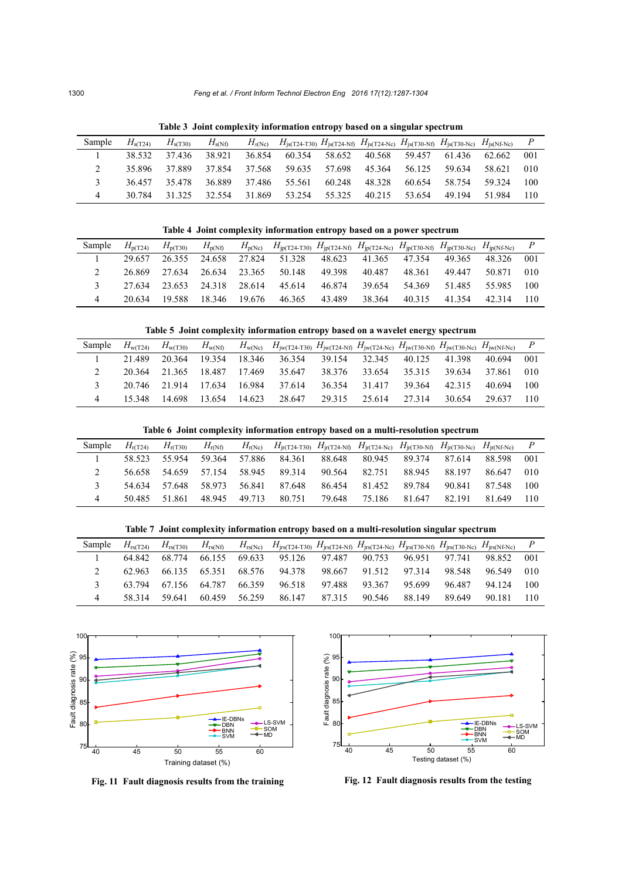**Table 3 Joint complexity information entropy based on a singular spectrum**

| Sample | $H_{s(T24)}$ | $H_{s(T30)}$ | $H_{s(Nf)}$ | $H_{s(Nc)}$ | $H_{js(T24\text{-}T30)}$ | $H_{js(T24\text{-}Nf)}$ | $H_{js(T24\text{-}Nc)}$ | $H_{js(T30\text{-}Nf)}$ | $H_{js(T30\text{-}Nc)}$ | $H_{js(Nf\text{-}Nc)}$ | $P$ |
|---|---|---|---|---|---|---|---|---|---|---|---|
| 1 | 38.532 | 37.436 | 38.921 | 36.854 | 60.354 | 58.652 | 40.568 | 59.457 | 61.436 | 62.662 | 001 |
| 2 | 35.896 | 37.889 | 37.854 | 37.568 | 59.635 | 57.698 | 45.364 | 56.125 | 59.634 | 58.621 | 010 |
| 3 | 36.457 | 35.478 | 36.889 | 37.486 | 55.561 | 60.248 | 48.328 | 60.654 | 58.754 | 59.324 | 100 |
| 4 | 30.784 | 31.325 | 32.554 | 31.869 | 53.254 | 55.325 | 40.215 | 53.654 | 49.194 | 51.984 | 110 |

**Table 4 Joint complexity information entropy based on a power spectrum**

| Sample | $H_{p(T24)}$ | $H_{p(T30)}$ | $H_{p(Nf)}$ | $H_{p(Nc)}$ | $H_{jp(T24\text{-}T30)}$ | $H_{jp(T24\text{-}Nf)}$ | $H_{jp(T24\text{-}Nc)}$ | $H_{jp(T30\text{-}Nf)}$ | $H_{jp(T30\text{-}Nc)}$ | $H_{jp(Nf\text{-}Nc)}$ | $P$ |
|---|---|---|---|---|---|---|---|---|---|---|---|
| 1 | 29.657 | 26.355 | 24.658 | 27.824 | 51.328 | 48.623 | 41.365 | 47.354 | 49.365 | 48.326 | 001 |
| 2 | 26.869 | 27.634 | 26.634 | 23.365 | 50.148 | 49.398 | 40.487 | 48.361 | 49.447 | 50.871 | 010 |
| 3 | 27.634 | 23.653 | 24.318 | 28.614 | 45.614 | 46.874 | 39.654 | 54.369 | 51.485 | 55.985 | 100 |
| 4 | 20.634 | 19.588 | 18.346 | 19.676 | 46.365 | 43.489 | 38.364 | 40.315 | 41.354 | 42.314 | 110 |

**Table 5 Joint complexity information entropy based on a wavelet energy spectrum**

| Sample | $H_{w(T24)}$ | $H_{w(T30)}$ | $H_{w(Nf)}$ | $H_{w(Nc)}$ | $H_{jw(T24\text{-}T30)}$ | $H_{jw(T24\text{-}Nf)}$ | $H_{jw(T24\text{-}Nc)}$ | $H_{jw(T30\text{-}Nf)}$ | $H_{jw(T30\text{-}Nc)}$ | $H_{jw(Nf\text{-}Nc)}$ | $P$ |
|---|---|---|---|---|---|---|---|---|---|---|---|
| 1 | 21.489 | 20.364 | 19.354 | 18.346 | 36.354 | 39.154 | 32.345 | 40.125 | 41.398 | 40.694 | 001 |
| 2 | 20.364 | 21.365 | 18.487 | 17.469 | 35.647 | 38.376 | 33.654 | 35.315 | 39.634 | 37.861 | 010 |
| 3 | 20.746 | 21.914 | 17.634 | 16.984 | 37.614 | 36.354 | 31.417 | 39.364 | 42.315 | 40.694 | 100 |
| 4 | 15.348 | 14.698 | 13.654 | 14.623 | 28.647 | 29.315 | 25.614 | 27.314 | 30.654 | 29.637 | 110 |

**Table 6 Joint complexity information entropy based on a multi-resolution spectrum**

| Sample | $H_{r(T24)}$ | $H_{r(T30)}$ | $H_{r(Nf)}$ | $H_{r(Nc)}$ | $H_{jr(T24\text{-}T30)}$ | $H_{jr(T24\text{-}Nf)}$ | $H_{jr(T24\text{-}Nc)}$ | $H_{jr(T30\text{-}Nf)}$ | $H_{jr(T30\text{-}Nc)}$ | $H_{jr(Nf\text{-}Nc)}$ | $P$ |
|---|---|---|---|---|---|---|---|---|---|---|---|
| 1 | 58.523 | 55.954 | 59.364 | 57.886 | 84.361 | 88.648 | 80.945 | 89.374 | 87.614 | 88.598 | 001 |
| 2 | 56.658 | 54.659 | 57.154 | 58.945 | 89.314 | 90.564 | 82.751 | 88.945 | 88.197 | 86.647 | 010 |
| 3 | 54.634 | 57.648 | 58.973 | 56.841 | 87.648 | 86.454 | 81.452 | 89.784 | 90.841 | 87.548 | 100 |
| 4 | 50.485 | 51.861 | 48.945 | 49.713 | 80.751 | 79.648 | 75.186 | 81.647 | 82.191 | 81.649 | 110 |

**Table 7 Joint complexity information entropy based on a multi-resolution singular spectrum**

| Sample | $H_{rs(T24)}$ | $H_{rs(T30)}$ | $H_{rs(Nf)}$ | $H_{rs(Nc)}$ | $H_{jrs(T24\text{-}T30)}$ | $H_{jrs(T24\text{-}Nf)}$ | $H_{jrs(T24\text{-}Nc)}$ | $H_{jrs(T30\text{-}Nf)}$ | $H_{jrs(T30\text{-}Nc)}$ | $H_{jrs(Nf\text{-}Nc)}$ | $P$ |
|---|---|---|---|---|---|---|---|---|---|---|---|
| 1 | 64.842 | 68.774 | 66.155 | 69.633 | 95.126 | 97.487 | 90.753 | 96.951 | 97.741 | 98.852 | 001 |
| 2 | 62.963 | 66.135 | 65.351 | 68.576 | 94.378 | 98.667 | 91.512 | 97.314 | 98.548 | 96.549 | 010 |
| 3 | 63.794 | 67.156 | 64.787 | 66.359 | 96.518 | 97.488 | 93.367 | 95.699 | 96.487 | 94.124 | 100 |
| 4 | 58.314 | 59.641 | 60.459 | 56.259 | 86.147 | 87.315 | 90.546 | 88.149 | 89.649 | 90.181 | 110 |

**Fig. 11 Fault diagnosis results from the training**

**Fig. 12 Fault diagnosis results from the testing**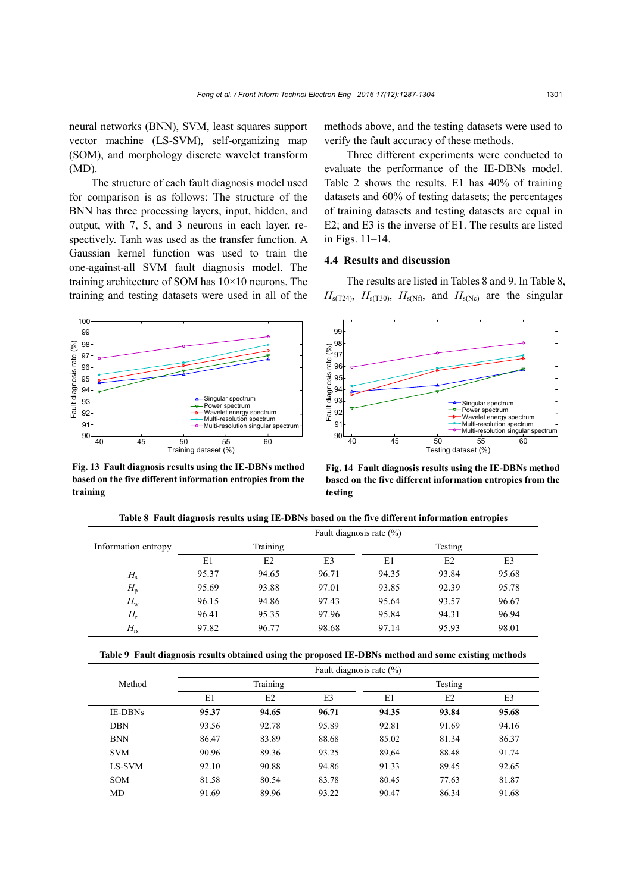neural networks (BNN), SVM, least squares support vector machine (LS-SVM), self-organizing map (SOM), and morphology discrete wavelet transform (MD).

The structure of each fault diagnosis model used for comparison is as follows: The structure of the BNN has three processing layers, input, hidden, and output, with 7, 5, and 3 neurons in each layer, respectively. Tanh was used as the transfer function. A Gaussian kernel function was used to train the one-against-all SVM fault diagnosis model. The training architecture of SOM has 10×10 neurons. The training and testing datasets were used in all of the methods above, and the testing datasets were used to verify the fault accuracy of these methods.

Three different experiments were conducted to evaluate the performance of the IE-DBNs model. Table 2 shows the results. E1 has 40% of training datasets and 60% of testing datasets; the percentages of training datasets and testing datasets are equal in E2; and E3 is the inverse of E1. The results are listed in Figs. 11–14.

### 4.4 Results and discussion

The results are listed in Tables 8 and 9. In Table 8, $H_{s(T24)}$, $H_{s(T30)}$, $H_{s(Nf)}$, and $H_{s(Nc)}$ are the singular

**Fig. 13 Fault diagnosis results using the IE-DBNs method based on the five different information entropies from the training**

**Fig. 14 Fault diagnosis results using the IE-DBNs method based on the five different information entropies from the testing**

**Table 8 Fault diagnosis results using IE-DBNs based on the five different information entropies**

| Information entropy | Fault diagnosis rate (%) | | | | | |
|---|---|---|---|---|---|---|
| | Training | | | Testing | | |
| | E1 | E2 | E3 | E1 | E2 | E3 |
| $H_s$ | 95.37 | 94.65 | 96.71 | 94.35 | 93.84 | 95.68 |
| $H_p$ | 95.69 | 93.88 | 97.01 | 93.85 | 92.39 | 95.78 |
| $H_w$ | 96.15 | 94.86 | 97.43 | 95.64 | 93.57 | 96.67 |
| $H_r$ | 96.41 | 95.35 | 97.96 | 95.84 | 94.31 | 96.94 |
| $H_{rs}$ | 97.82 | 96.77 | 98.68 | 97.14 | 95.93 | 98.01 |

**Table 9 Fault diagnosis results obtained using the proposed IE-DBNs method and some existing methods**

| Method | Fault diagnosis rate (%) | | | | | |
|---|---|---|---|---|---|---|
| | Training | | | Testing | | |
| | E1 | E2 | E3 | E1 | E2 | E3 |
| IE-DBNs | **95.37** | **94.65** | **96.71** | **94.35** | **93.84** | **95.68** |
| DBN | 93.56 | 92.78 | 95.89 | 92.81 | 91.69 | 94.16 |
| BNN | 86.47 | 83.89 | 88.68 | 85.02 | 81.34 | 86.37 |
| SVM | 90.96 | 89.36 | 93.25 | 89,64 | 88.48 | 91.74 |
| LS-SVM | 92.10 | 90.88 | 94.86 | 91.33 | 89.45 | 92.65 |
| SOM | 81.58 | 80.54 | 83.78 | 80.45 | 77.63 | 81.87 |
| MD | 91.69 | 89.96 | 93.22 | 90.47 | 86.34 | 91.68 |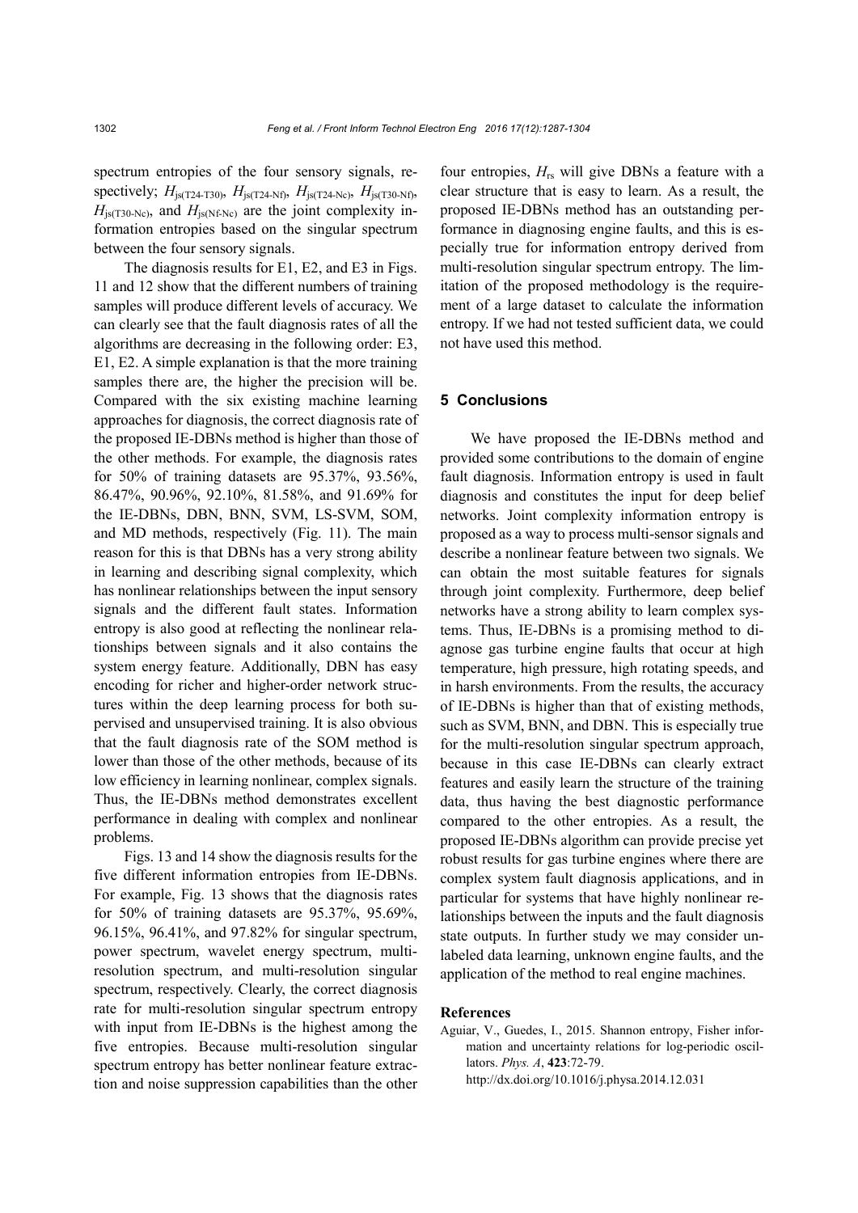spectrum entropies of the four sensory signals, respectively; $H_{js(T24-T30)}$, $H_{js(T24-Nf)}$, $H_{js(T24-Nc)}$, $H_{js(T30-Nf)}$, $H_{js(T30-Nc)}$, and $H_{js(Nf-Nc)}$ are the joint complexity information entropies based on the singular spectrum between the four sensory signals.

The diagnosis results for E1, E2, and E3 in Figs. 11 and 12 show that the different numbers of training samples will produce different levels of accuracy. We can clearly see that the fault diagnosis rates of all the algorithms are decreasing in the following order: E3, E1, E2. A simple explanation is that the more training samples there are, the higher the precision will be. Compared with the six existing machine learning approaches for diagnosis, the correct diagnosis rate of the proposed IE-DBNs method is higher than those of the other methods. For example, the diagnosis rates for 50% of training datasets are 95.37%, 93.56%, 86.47%, 90.96%, 92.10%, 81.58%, and 91.69% for the IE-DBNs, DBN, BNN, SVM, LS-SVM, SOM, and MD methods, respectively (Fig. 11). The main reason for this is that DBNs has a very strong ability in learning and describing signal complexity, which has nonlinear relationships between the input sensory signals and the different fault states. Information entropy is also good at reflecting the nonlinear relationships between signals and it also contains the system energy feature. Additionally, DBN has easy encoding for richer and higher-order network structures within the deep learning process for both supervised and unsupervised training. It is also obvious that the fault diagnosis rate of the SOM method is lower than those of the other methods, because of its low efficiency in learning nonlinear, complex signals. Thus, the IE-DBNs method demonstrates excellent performance in dealing with complex and nonlinear problems.

Figs. 13 and 14 show the diagnosis results for the five different information entropies from IE-DBNs. For example, Fig. 13 shows that the diagnosis rates for 50% of training datasets are 95.37%, 95.69%, 96.15%, 96.41%, and 97.82% for singular spectrum, power spectrum, wavelet energy spectrum, multi-resolution spectrum, and multi-resolution singular spectrum, respectively. Clearly, the correct diagnosis rate for multi-resolution singular spectrum entropy with input from IE-DBNs is the highest among the five entropies. Because multi-resolution singular spectrum entropy has better nonlinear feature extraction and noise suppression capabilities than the other four entropies, $H_{rs}$ will give DBNs a feature with a clear structure that is easy to learn. As a result, the proposed IE-DBNs method has an outstanding performance in diagnosing engine faults, and this is especially true for information entropy derived from multi-resolution singular spectrum entropy. The limitation of the proposed methodology is the requirement of a large dataset to calculate the information entropy. If we had not tested sufficient data, we could not have used this method.

## 5 Conclusions

We have proposed the IE-DBNs method and provided some contributions to the domain of engine fault diagnosis. Information entropy is used in fault diagnosis and constitutes the input for deep belief networks. Joint complexity information entropy is proposed as a way to process multi-sensor signals and describe a nonlinear feature between two signals. We can obtain the most suitable features for signals through joint complexity. Furthermore, deep belief networks have a strong ability to learn complex systems. Thus, IE-DBNs is a promising method to diagnose gas turbine engine faults that occur at high temperature, high pressure, high rotating speeds, and in harsh environments. From the results, the accuracy of IE-DBNs is higher than that of existing methods, such as SVM, BNN, and DBN. This is especially true for the multi-resolution singular spectrum approach, because in this case IE-DBNs can clearly extract features and easily learn the structure of the training data, thus having the best diagnostic performance compared to the other entropies. As a result, the proposed IE-DBNs algorithm can provide precise yet robust results for gas turbine engines where there are complex system fault diagnosis applications, and in particular for systems that have highly nonlinear relationships between the inputs and the fault diagnosis state outputs. In further study we may consider unlabeled data learning, unknown engine faults, and the application of the method to real engine machines.

## References

Aguiar, V., Guedes, I., 2015. Shannon entropy, Fisher information and uncertainty relations for log-periodic oscillators. *Phys. A*, **423**:72-79. http://dx.doi.org/10.1016/j.physa.2014.12.031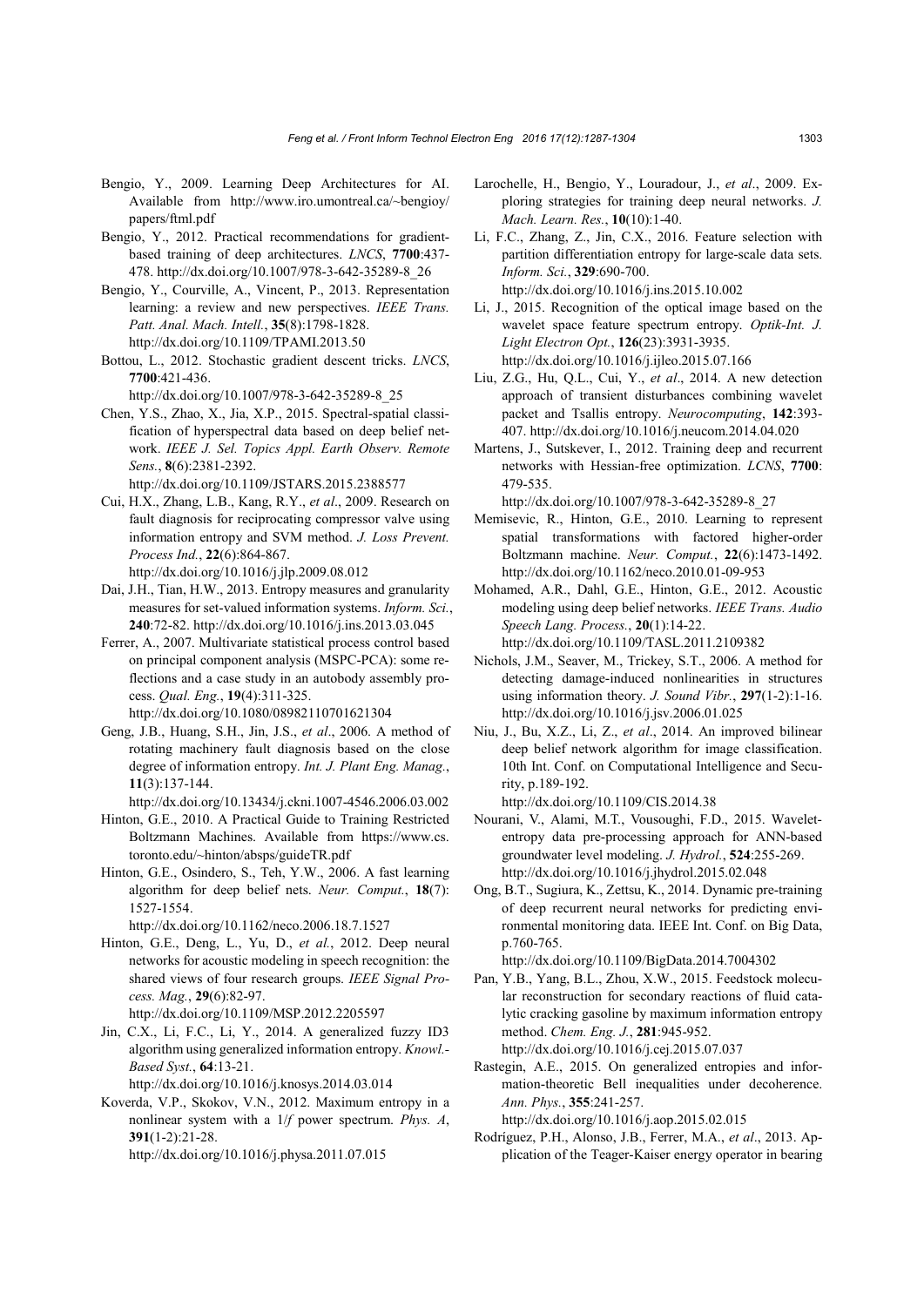Bengio, Y., 2009. Learning Deep Architectures for AI. Available from http://www.iro.umontreal.ca/~bengioy/papers/ftml.pdf

Bengio, Y., 2012. Practical recommendations for gradient-based training of deep architectures. *LNCS*, **7700**:437-478. http://dx.doi.org/10.1007/978-3-642-35289-8_26

Bengio, Y., Courville, A., Vincent, P., 2013. Representation learning: a review and new perspectives. *IEEE Trans. Patt. Anal. Mach. Intell.*, **35**(8):1798-1828. http://dx.doi.org/10.1109/TPAMI.2013.50

Bottou, L., 2012. Stochastic gradient descent tricks. *LNCS*, **7700**:421-436. http://dx.doi.org/10.1007/978-3-642-35289-8_25

Chen, Y.S., Zhao, X., Jia, X.P., 2015. Spectral-spatial classification of hyperspectral data based on deep belief network. *IEEE J. Sel. Topics Appl. Earth Observ. Remote Sens.*, **8**(6):2381-2392. http://dx.doi.org/10.1109/JSTARS.2015.2388577

Cui, H.X., Zhang, L.B., Kang, R.Y., *et al*., 2009. Research on fault diagnosis for reciprocating compressor valve using information entropy and SVM method. *J. Loss Prevent. Process Ind.*, **22**(6):864-867. http://dx.doi.org/10.1016/j.jlp.2009.08.012

Dai, J.H., Tian, H.W., 2013. Entropy measures and granularity measures for set-valued information systems. *Inform. Sci.*, **240**:72-82. http://dx.doi.org/10.1016/j.ins.2013.03.045

Ferrer, A., 2007. Multivariate statistical process control based on principal component analysis (MSPC-PCA): some reflections and a case study in an autobody assembly process. *Qual. Eng.*, **19**(4):311-325. http://dx.doi.org/10.1080/08982110701621304

Geng, J.B., Huang, S.H., Jin, J.S., *et al*., 2006. A method of rotating machinery fault diagnosis based on the close degree of information entropy. *Int. J. Plant Eng. Manag.*, **11**(3):137-144. http://dx.doi.org/10.13434/j.cnki.1007-4546.2006.03.002

Hinton, G.E., 2010. A Practical Guide to Training Restricted Boltzmann Machines. Available from https://www.cs.toronto.edu/~hinton/absps/guideTR.pdf

Hinton, G.E., Osindero, S., Teh, Y.W., 2006. A fast learning algorithm for deep belief nets. *Neur. Comput.*, **18**(7):1527-1554. http://dx.doi.org/10.1162/neco.2006.18.7.1527

Hinton, G.E., Deng, L., Yu, D., *et al.*, 2012. Deep neural networks for acoustic modeling in speech recognition: the shared views of four research groups. *IEEE Signal Process. Mag.*, **29**(6):82-97. http://dx.doi.org/10.1109/MSP.2012.2205597

Jin, C.X., Li, F.C., Li, Y., 2014. A generalized fuzzy ID3 algorithm using generalized information entropy. *Knowl.-Based Syst.*, **64**:13-21. http://dx.doi.org/10.1016/j.knosys.2014.03.014

Koverda, V.P., Skokov, V.N., 2012. Maximum entropy in a nonlinear system with a $1/f$ power spectrum. *Phys. A*, **391**(1-2):21-28. http://dx.doi.org/10.1016/j.physa.2011.07.015

Larochelle, H., Bengio, Y., Louradour, J., *et al*., 2009. Exploring strategies for training deep neural networks. *J. Mach. Learn. Res.*, **10**(10):1-40.

Li, F.C., Zhang, Z., Jin, C.X., 2016. Feature selection with partition differentiation entropy for large-scale data sets. *Inform. Sci.*, **329**:690-700. http://dx.doi.org/10.1016/j.ins.2015.10.002

Li, J., 2015. Recognition of the optical image based on the wavelet space feature spectrum entropy. *Optik-Int. J. Light Electron Opt.*, **126**(23):3931-3935. http://dx.doi.org/10.1016/j.ijleo.2015.07.166

Liu, Z.G., Hu, Q.L., Cui, Y., *et al*., 2014. A new detection approach of transient disturbances combining wavelet packet and Tsallis entropy. *Neurocomputing*, **142**:393-407. http://dx.doi.org/10.1016/j.neucom.2014.04.020

Martens, J., Sutskever, I., 2012. Training deep and recurrent networks with Hessian-free optimization. *LCNS*, **7700**:479-535. http://dx.doi.org/10.1007/978-3-642-35289-8_27

Memisevic, R., Hinton, G.E., 2010. Learning to represent spatial transformations with factored higher-order Boltzmann machine. *Neur. Comput.*, **22**(6):1473-1492. http://dx.doi.org/10.1162/neco.2010.01-09-953

Mohamed, A.R., Dahl, G.E., Hinton, G.E., 2012. Acoustic modeling using deep belief networks. *IEEE Trans. Audio Speech Lang. Process.*, **20**(1):14-22. http://dx.doi.org/10.1109/TASL.2011.2109382

Nichols, J.M., Seaver, M., Trickey, S.T., 2006. A method for detecting damage-induced nonlinearities in structures using information theory. *J. Sound Vibr.*, **297**(1-2):1-16. http://dx.doi.org/10.1016/j.jsv.2006.01.025

Niu, J., Bu, X.Z., Li, Z., *et al*., 2014. An improved bilinear deep belief network algorithm for image classification. 10th Int. Conf. on Computational Intelligence and Security, p.189-192. http://dx.doi.org/10.1109/CIS.2014.38

Nourani, V., Alami, M.T., Vousoughi, F.D., 2015. Wavelet-entropy data pre-processing approach for ANN-based groundwater level modeling. *J. Hydrol.*, **524**:255-269. http://dx.doi.org/10.1016/j.jhydrol.2015.02.048

Ong, B.T., Sugiura, K., Zettsu, K., 2014. Dynamic pre-training of deep recurrent neural networks for predicting environmental monitoring data. IEEE Int. Conf. on Big Data, p.760-765. http://dx.doi.org/10.1109/BigData.2014.7004302

Pan, Y.B., Yang, B.L., Zhou, X.W., 2015. Feedstock molecular reconstruction for secondary reactions of fluid catalytic cracking gasoline by maximum information entropy method. *Chem. Eng. J.*, **281**:945-952. http://dx.doi.org/10.1016/j.cej.2015.07.037

Rastegin, A.E., 2015. On generalized entropies and information-theoretic Bell inequalities under decoherence. *Ann. Phys.*, **355**:241-257. http://dx.doi.org/10.1016/j.aop.2015.02.015

Rodríguez, P.H., Alonso, J.B., Ferrer, M.A., *et al*., 2013. Application of the Teager-Kaiser energy operator in bearing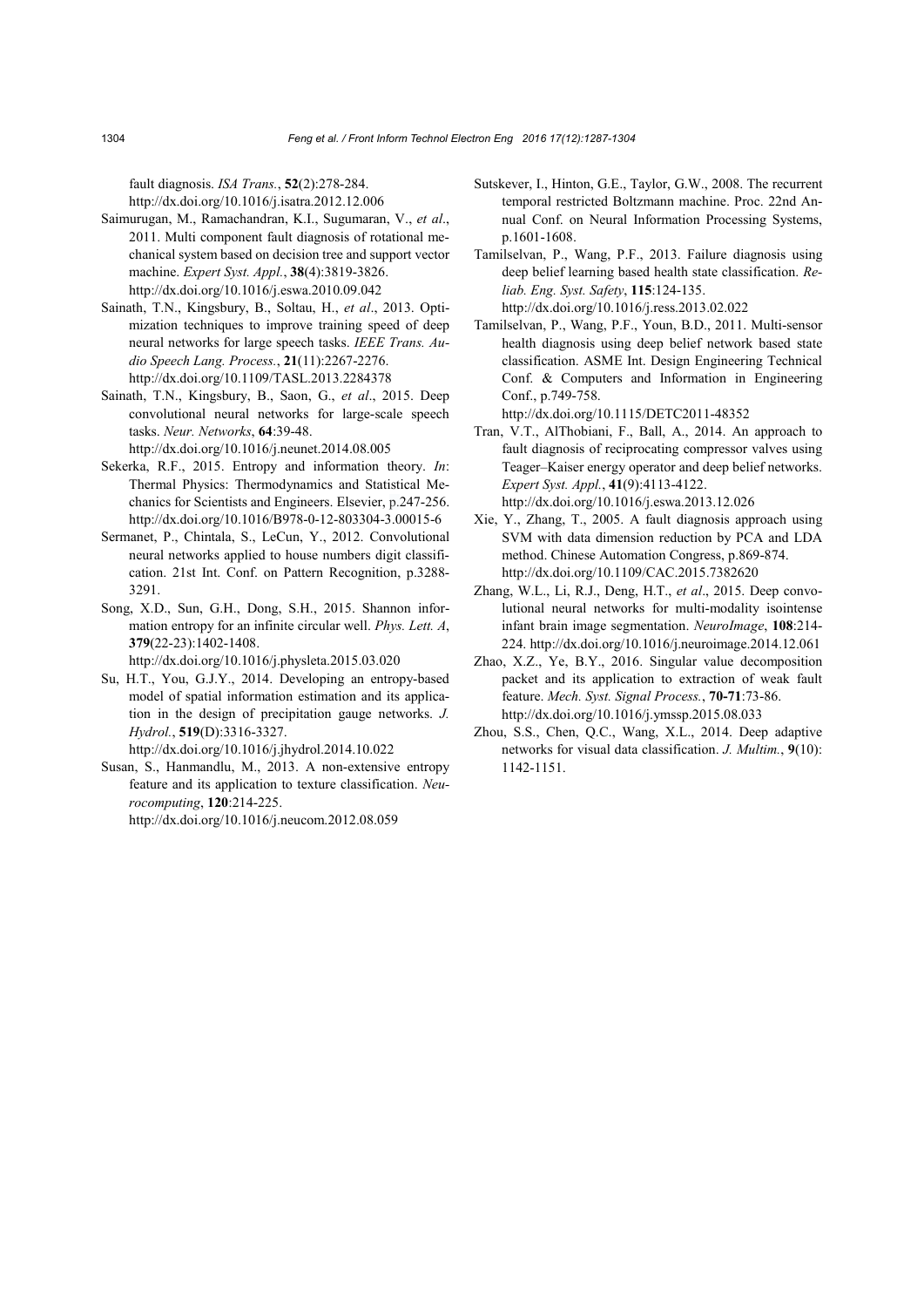fault diagnosis. *ISA Trans.*, **52**(2):278-284. http://dx.doi.org/10.1016/j.isatra.2012.12.006

Saimurugan, M., Ramachandran, K.I., Sugumaran, V., *et al*., 2011. Multi component fault diagnosis of rotational mechanical system based on decision tree and support vector machine. *Expert Syst. Appl.*, **38**(4):3819-3826. http://dx.doi.org/10.1016/j.eswa.2010.09.042

Sainath, T.N., Kingsbury, B., Soltau, H., *et al*., 2013. Optimization techniques to improve training speed of deep neural networks for large speech tasks. *IEEE Trans. Audio Speech Lang. Process.*, **21**(11):2267-2276. http://dx.doi.org/10.1109/TASL.2013.2284378

Sainath, T.N., Kingsbury, B., Saon, G., *et al*., 2015. Deep convolutional neural networks for large-scale speech tasks. *Neur. Networks*, **64**:39-48. http://dx.doi.org/10.1016/j.neunet.2014.08.005

Sekerka, R.F., 2015. Entropy and information theory. *In*: Thermal Physics: Thermodynamics and Statistical Mechanics for Scientists and Engineers. Elsevier, p.247-256. http://dx.doi.org/10.1016/B978-0-12-803304-3.00015-6

Sermanet, P., Chintala, S., LeCun, Y., 2012. Convolutional neural networks applied to house numbers digit classification. 21st Int. Conf. on Pattern Recognition, p.3288-3291.

Song, X.D., Sun, G.H., Dong, S.H., 2015. Shannon information entropy for an infinite circular well. *Phys. Lett. A*, **379**(22-23):1402-1408. http://dx.doi.org/10.1016/j.physleta.2015.03.020

Su, H.T., You, G.J.Y., 2014. Developing an entropy-based model of spatial information estimation and its application in the design of precipitation gauge networks. *J. Hydrol.*, **519**(D):3316-3327. http://dx.doi.org/10.1016/j.jhydrol.2014.10.022

Susan, S., Hanmandlu, M., 2013. A non-extensive entropy feature and its application to texture classification. *Neurocomputing*, **120**:214-225. http://dx.doi.org/10.1016/j.neucom.2012.08.059

Sutskever, I., Hinton, G.E., Taylor, G.W., 2008. The recurrent temporal restricted Boltzmann machine. Proc. 22nd Annual Conf. on Neural Information Processing Systems, p.1601-1608.

Tamilselvan, P., Wang, P.F., 2013. Failure diagnosis using deep belief learning based health state classification. *Reliab. Eng. Syst. Safety*, **115**:124-135. http://dx.doi.org/10.1016/j.ress.2013.02.022

Tamilselvan, P., Wang, P.F., Youn, B.D., 2011. Multi-sensor health diagnosis using deep belief network based state classification. ASME Int. Design Engineering Technical Conf. & Computers and Information in Engineering Conf., p.749-758. http://dx.doi.org/10.1115/DETC2011-48352

Tran, V.T., AlThobiani, F., Ball, A., 2014. An approach to fault diagnosis of reciprocating compressor valves using Teager–Kaiser energy operator and deep belief networks. *Expert Syst. Appl.*, **41**(9):4113-4122. http://dx.doi.org/10.1016/j.eswa.2013.12.026

Xie, Y., Zhang, T., 2005. A fault diagnosis approach using SVM with data dimension reduction by PCA and LDA method. Chinese Automation Congress, p.869-874. http://dx.doi.org/10.1109/CAC.2015.7382620

Zhang, W.L., Li, R.J., Deng, H.T., *et al*., 2015. Deep convolutional neural networks for multi-modality isointense infant brain image segmentation. *NeuroImage*, **108**:214-224. http://dx.doi.org/10.1016/j.neuroimage.2014.12.061

Zhao, X.Z., Ye, B.Y., 2016. Singular value decomposition packet and its application to extraction of weak fault feature. *Mech. Syst. Signal Process.*, **70-71**:73-86. http://dx.doi.org/10.1016/j.ymssp.2015.08.033

Zhou, S.S., Chen, Q.C., Wang, X.L., 2014. Deep adaptive networks for visual data classification. *J. Multim.*, **9**(10):1142-1151.